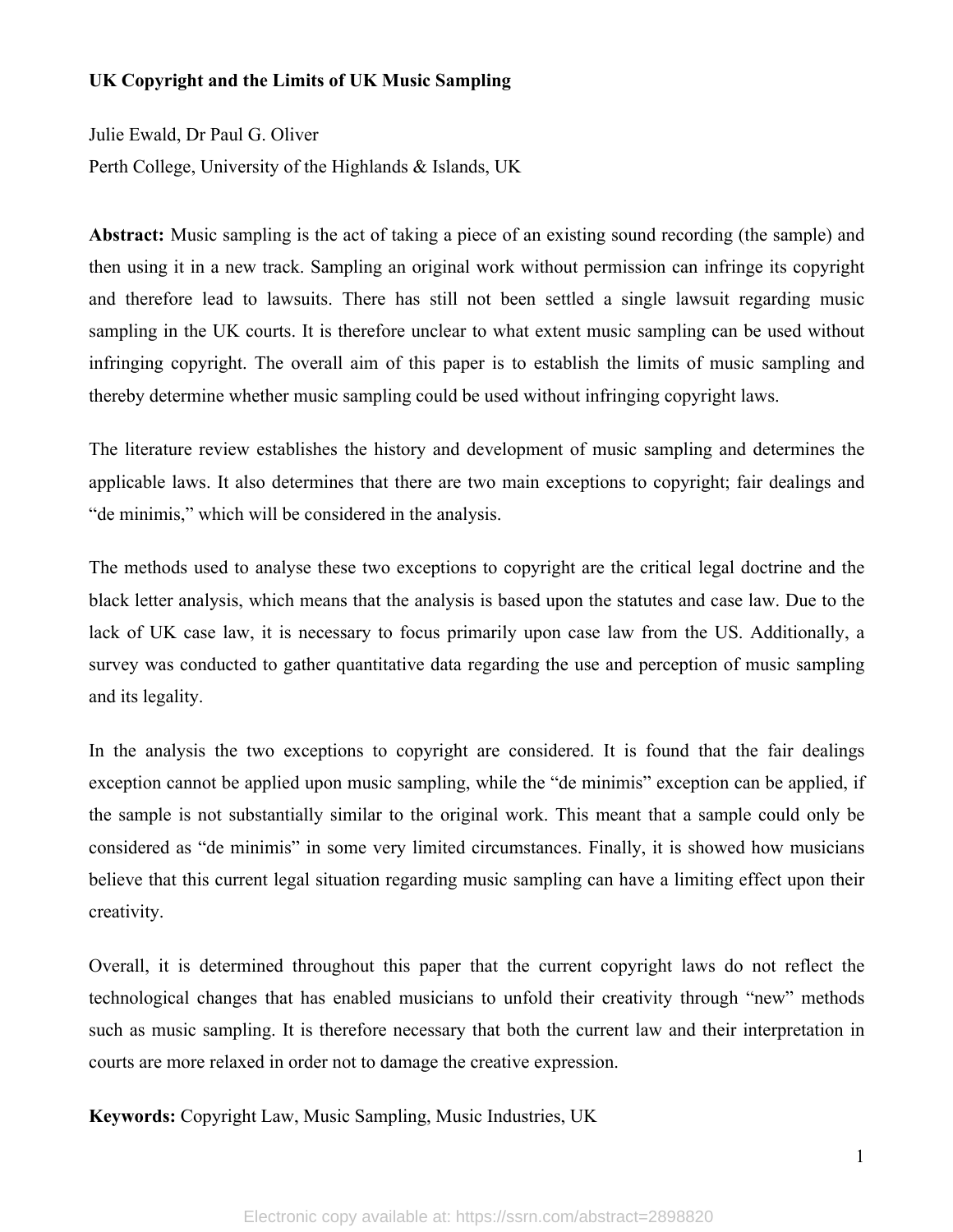**UK Copyright and the Limits of UK Music Sampling**

Julie Ewald, Dr Paul G. Oliver

Perth College, University of the Highlands & Islands, UK

**Abstract:** Music sampling is the act of taking a piece of an existing sound recording (the sample) and then using it in a new track. Sampling an original work without permission can infringe its copyright and therefore lead to lawsuits. There has still not been settled a single lawsuit regarding music sampling in the UK courts. It is therefore unclear to what extent music sampling can be used without infringing copyright. The overall aim of this paper is to establish the limits of music sampling and thereby determine whether music sampling could be used without infringing copyright laws.

The literature review establishes the history and development of music sampling and determines the applicable laws. It also determines that there are two main exceptions to copyright; fair dealings and "de minimis," which will be considered in the analysis.

The methods used to analyse these two exceptions to copyright are the critical legal doctrine and the black letter analysis, which means that the analysis is based upon the statutes and case law. Due to the lack of UK case law, it is necessary to focus primarily upon case law from the US. Additionally, a survey was conducted to gather quantitative data regarding the use and perception of music sampling and its legality.

In the analysis the two exceptions to copyright are considered. It is found that the fair dealings exception cannot be applied upon music sampling, while the "de minimis" exception can be applied, if the sample is not substantially similar to the original work. This meant that a sample could only be considered as "de minimis" in some very limited circumstances. Finally, it is showed how musicians believe that this current legal situation regarding music sampling can have a limiting effect upon their creativity.

Overall, it is determined throughout this paper that the current copyright laws do not reflect the technological changes that has enabled musicians to unfold their creativity through "new" methods such as music sampling. It is therefore necessary that both the current law and their interpretation in courts are more relaxed in order not to damage the creative expression.

**Keywords:** Copyright Law, Music Sampling, Music Industries, UK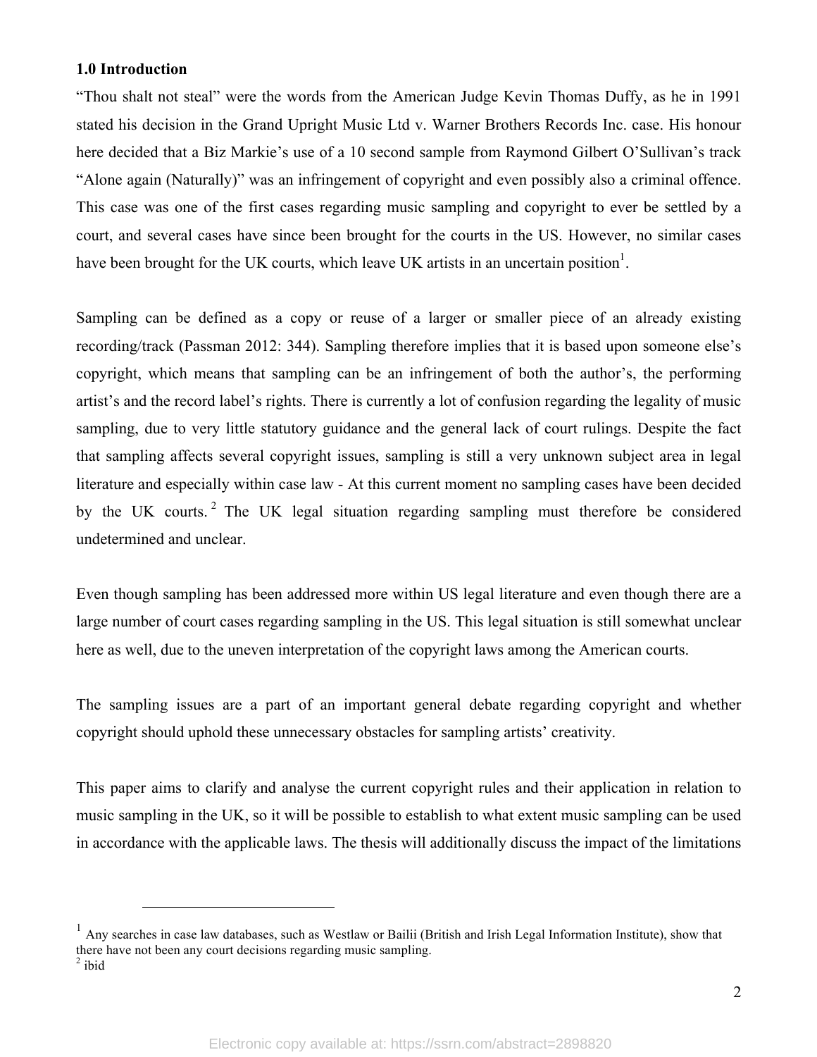### 1.0 Introduction

"Thou shalt not steal" were the words from the American Judge Kevin Thomas Duffy, as he in 1991 stated his decision in the Grand Upright Music Ltd v. Warner Brothers Records Inc. case. His honour here decided that a Biz Markie's use of a 10 second sample from Raymond Gilbert O'Sullivan's track "Alone again (Naturally)" was an infringement of copyright and even possibly also a criminal offence. This case was one of the first cases regarding music sampling and copyright to ever be settled by a court, and several cases have since been brought for the courts in the US. However, no similar cases have been brought for the UK courts, which leave UK artists in an uncertain position[1].

Sampling can be defined as a copy or reuse of a larger or smaller piece of an already existing recording/track (Passman 2012: 344). Sampling therefore implies that it is based upon someone else's copyright, which means that sampling can be an infringement of both the author's, the performing artist's and the record label's rights. There is currently a lot of confusion regarding the legality of music sampling, due to very little statutory guidance and the general lack of court rulings. Despite the fact that sampling affects several copyright issues, sampling is still a very unknown subject area in legal literature and especially within case law - At this current moment no sampling cases have been decided by the UK courts.[2] The UK legal situation regarding sampling must therefore be considered undetermined and unclear.

Even though sampling has been addressed more within US legal literature and even though there are a large number of court cases regarding sampling in the US. This legal situation is still somewhat unclear here as well, due to the uneven interpretation of the copyright laws among the American courts.

The sampling issues are a part of an important general debate regarding copyright and whether copyright should uphold these unnecessary obstacles for sampling artists' creativity.

This paper aims to clarify and analyse the current copyright rules and their application in relation to music sampling in the UK, so it will be possible to establish to what extent music sampling can be used in accordance with the applicable laws. The thesis will additionally discuss the impact of the limitations

---

[1] Any searches in case law databases, such as Westlaw or Bailii (British and Irish Legal Information Institute), show that there have not been any court decisions regarding music sampling.

[2] ibid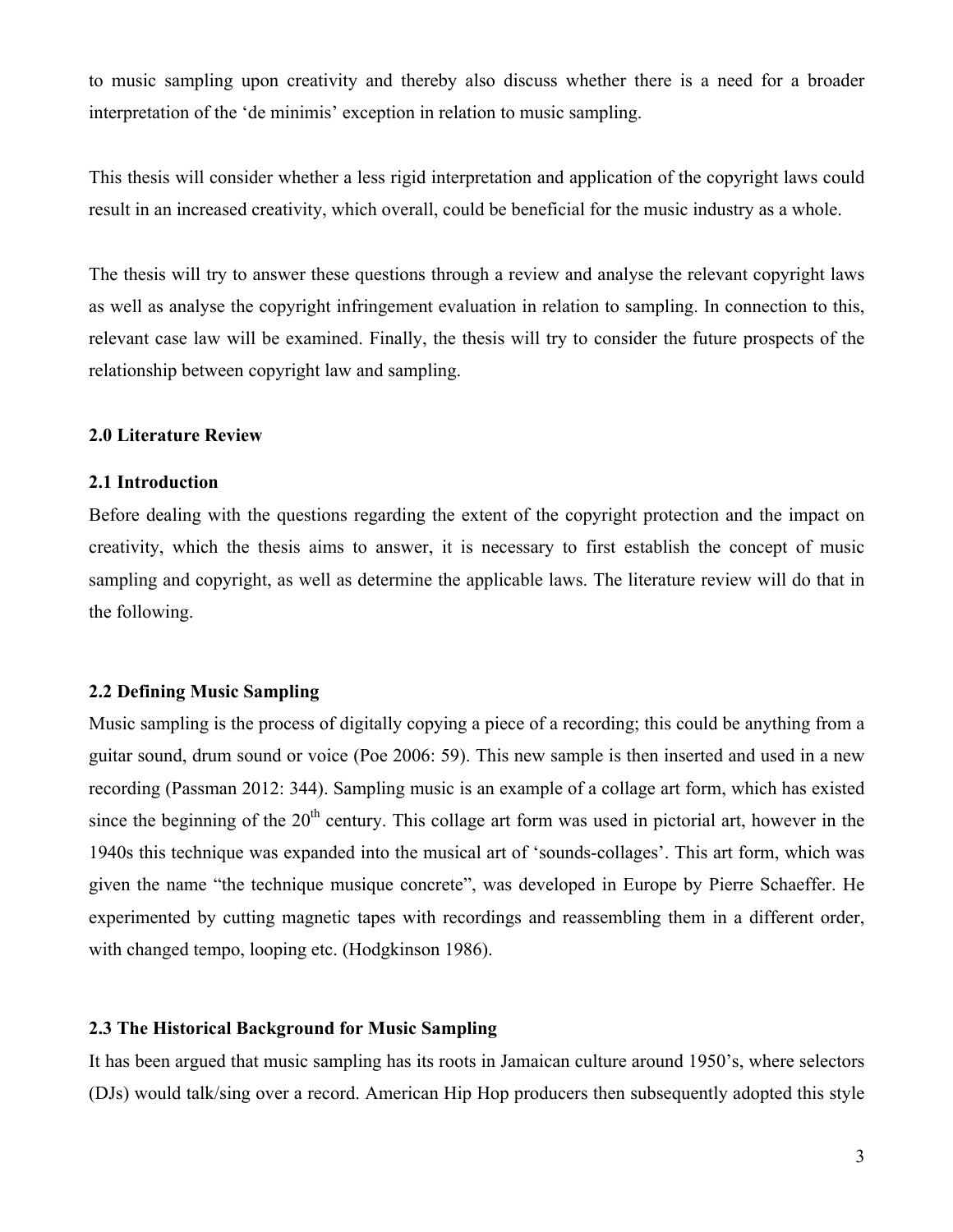to music sampling upon creativity and thereby also discuss whether there is a need for a broader interpretation of the 'de minimis' exception in relation to music sampling.

This thesis will consider whether a less rigid interpretation and application of the copyright laws could result in an increased creativity, which overall, could be beneficial for the music industry as a whole.

The thesis will try to answer these questions through a review and analyse the relevant copyright laws as well as analyse the copyright infringement evaluation in relation to sampling. In connection to this, relevant case law will be examined. Finally, the thesis will try to consider the future prospects of the relationship between copyright law and sampling.

## 2.0 Literature Review

### 2.1 Introduction

Before dealing with the questions regarding the extent of the copyright protection and the impact on creativity, which the thesis aims to answer, it is necessary to first establish the concept of music sampling and copyright, as well as determine the applicable laws. The literature review will do that in the following.

### 2.2 Defining Music Sampling

Music sampling is the process of digitally copying a piece of a recording; this could be anything from a guitar sound, drum sound or voice (Poe 2006: 59). This new sample is then inserted and used in a new recording (Passman 2012: 344). Sampling music is an example of a collage art form, which has existed since the beginning of the 20th century. This collage art form was used in pictorial art, however in the 1940s this technique was expanded into the musical art of 'sounds-collages'. This art form, which was given the name "the technique musique concrete", was developed in Europe by Pierre Schaeffer. He experimented by cutting magnetic tapes with recordings and reassembling them in a different order, with changed tempo, looping etc. (Hodgkinson 1986).

### 2.3 The Historical Background for Music Sampling

It has been argued that music sampling has its roots in Jamaican culture around 1950's, where selectors (DJs) would talk/sing over a record. American Hip Hop producers then subsequently adopted this style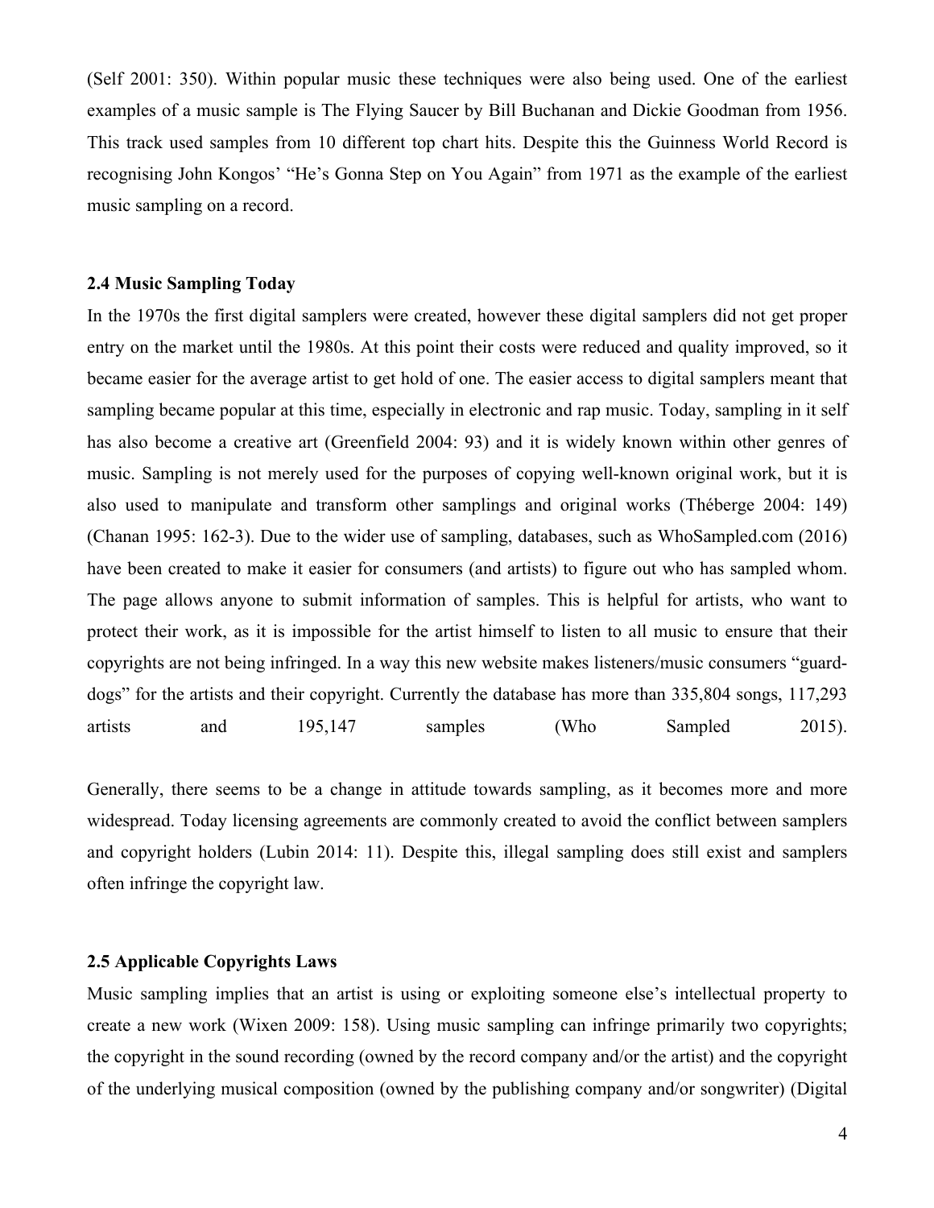(Self 2001: 350). Within popular music these techniques were also being used. One of the earliest examples of a music sample is The Flying Saucer by Bill Buchanan and Dickie Goodman from 1956. This track used samples from 10 different top chart hits. Despite this the Guinness World Record is recognising John Kongos' "He's Gonna Step on You Again" from 1971 as the example of the earliest music sampling on a record.

### 2.4 Music Sampling Today

In the 1970s the first digital samplers were created, however these digital samplers did not get proper entry on the market until the 1980s. At this point their costs were reduced and quality improved, so it became easier for the average artist to get hold of one. The easier access to digital samplers meant that sampling became popular at this time, especially in electronic and rap music. Today, sampling in it self has also become a creative art (Greenfield 2004: 93) and it is widely known within other genres of music. Sampling is not merely used for the purposes of copying well-known original work, but it is also used to manipulate and transform other samplings and original works (Théberge 2004: 149) (Chanan 1995: 162-3). Due to the wider use of sampling, databases, such as WhoSampled.com (2016) have been created to make it easier for consumers (and artists) to figure out who has sampled whom. The page allows anyone to submit information of samples. This is helpful for artists, who want to protect their work, as it is impossible for the artist himself to listen to all music to ensure that their copyrights are not being infringed. In a way this new website makes listeners/music consumers "guard-dogs" for the artists and their copyright. Currently the database has more than 335,804 songs, 117,293 artists and 195,147 samples (Who Sampled 2015).

Generally, there seems to be a change in attitude towards sampling, as it becomes more and more widespread. Today licensing agreements are commonly created to avoid the conflict between samplers and copyright holders (Lubin 2014: 11). Despite this, illegal sampling does still exist and samplers often infringe the copyright law.

### 2.5 Applicable Copyrights Laws

Music sampling implies that an artist is using or exploiting someone else's intellectual property to create a new work (Wixen 2009: 158). Using music sampling can infringe primarily two copyrights; the copyright in the sound recording (owned by the record company and/or the artist) and the copyright of the underlying musical composition (owned by the publishing company and/or songwriter) (Digital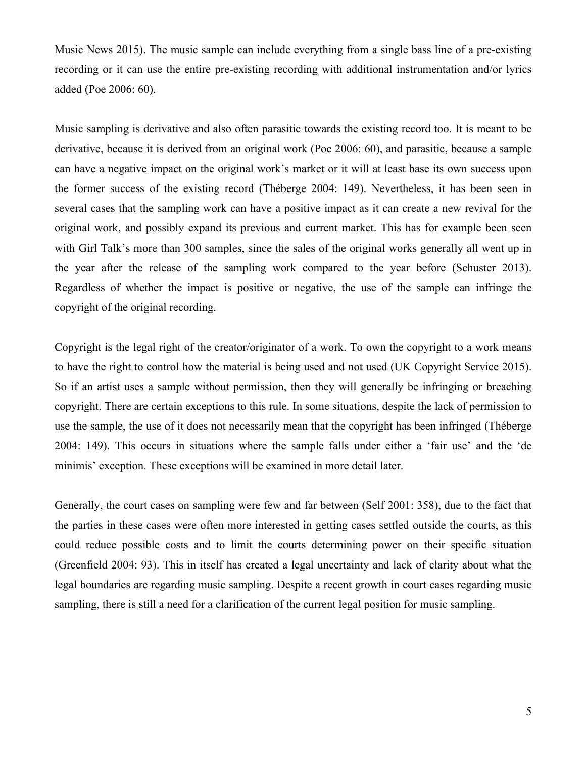Music News 2015). The music sample can include everything from a single bass line of a pre-existing recording or it can use the entire pre-existing recording with additional instrumentation and/or lyrics added (Poe 2006: 60).

Music sampling is derivative and also often parasitic towards the existing record too. It is meant to be derivative, because it is derived from an original work (Poe 2006: 60), and parasitic, because a sample can have a negative impact on the original work's market or it will at least base its own success upon the former success of the existing record (Théberge 2004: 149). Nevertheless, it has been seen in several cases that the sampling work can have a positive impact as it can create a new revival for the original work, and possibly expand its previous and current market. This has for example been seen with Girl Talk's more than 300 samples, since the sales of the original works generally all went up in the year after the release of the sampling work compared to the year before (Schuster 2013). Regardless of whether the impact is positive or negative, the use of the sample can infringe the copyright of the original recording.

Copyright is the legal right of the creator/originator of a work. To own the copyright to a work means to have the right to control how the material is being used and not used (UK Copyright Service 2015). So if an artist uses a sample without permission, then they will generally be infringing or breaching copyright. There are certain exceptions to this rule. In some situations, despite the lack of permission to use the sample, the use of it does not necessarily mean that the copyright has been infringed (Théberge 2004: 149). This occurs in situations where the sample falls under either a 'fair use' and the 'de minimis' exception. These exceptions will be examined in more detail later.

Generally, the court cases on sampling were few and far between (Self 2001: 358), due to the fact that the parties in these cases were often more interested in getting cases settled outside the courts, as this could reduce possible costs and to limit the courts determining power on their specific situation (Greenfield 2004: 93). This in itself has created a legal uncertainty and lack of clarity about what the legal boundaries are regarding music sampling. Despite a recent growth in court cases regarding music sampling, there is still a need for a clarification of the current legal position for music sampling.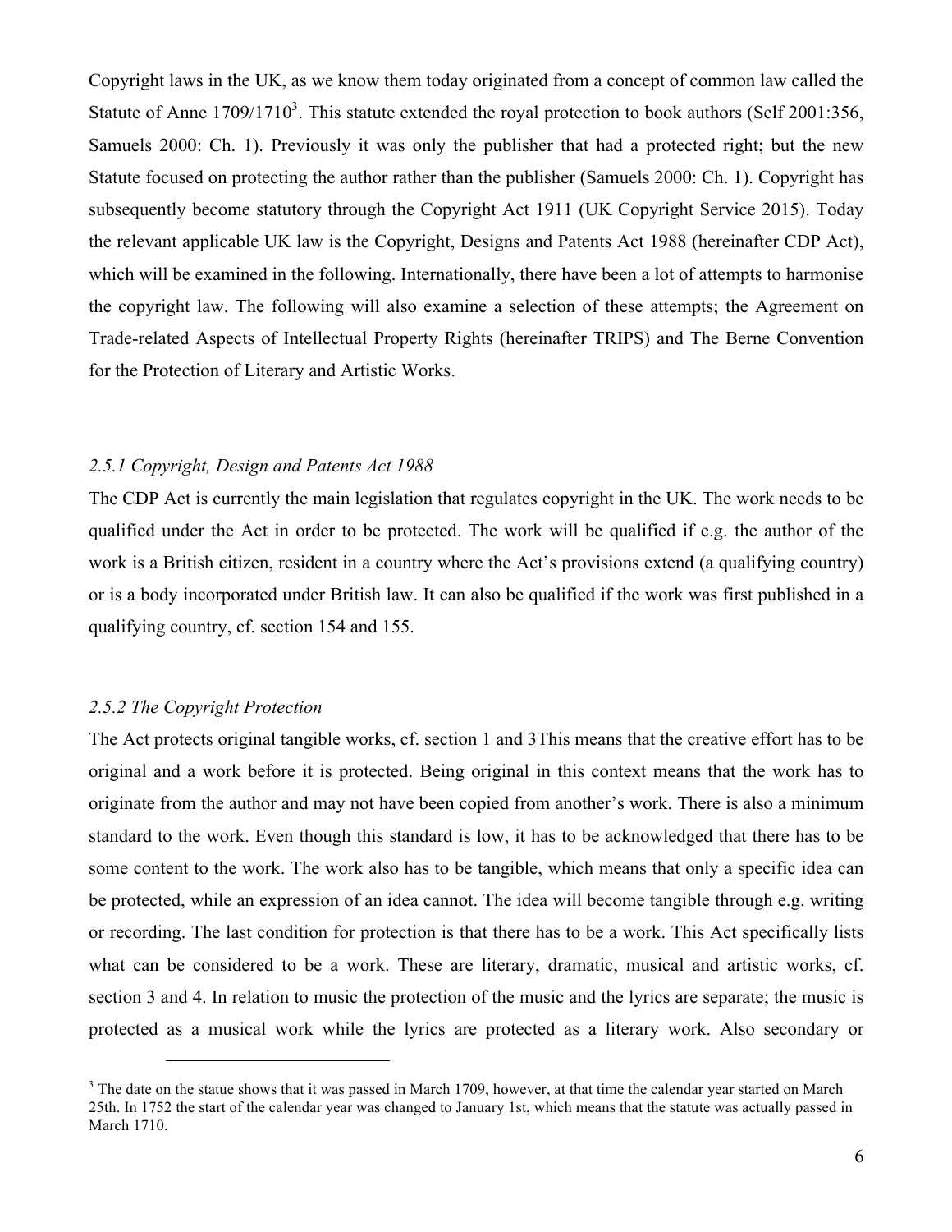Copyright laws in the UK, as we know them today originated from a concept of common law called the Statute of Anne 1709/1710[3]. This statute extended the royal protection to book authors (Self 2001:356, Samuels 2000: Ch. 1). Previously it was only the publisher that had a protected right; but the new Statute focused on protecting the author rather than the publisher (Samuels 2000: Ch. 1). Copyright has subsequently become statutory through the Copyright Act 1911 (UK Copyright Service 2015). Today the relevant applicable UK law is the Copyright, Designs and Patents Act 1988 (hereinafter CDP Act), which will be examined in the following. Internationally, there have been a lot of attempts to harmonise the copyright law. The following will also examine a selection of these attempts; the Agreement on Trade-related Aspects of Intellectual Property Rights (hereinafter TRIPS) and The Berne Convention for the Protection of Literary and Artistic Works.

### *2.5.1 Copyright, Design and Patents Act 1988*

The CDP Act is currently the main legislation that regulates copyright in the UK. The work needs to be qualified under the Act in order to be protected. The work will be qualified if e.g. the author of the work is a British citizen, resident in a country where the Act's provisions extend (a qualifying country) or is a body incorporated under British law. It can also be qualified if the work was first published in a qualifying country, cf. section 154 and 155.

### *2.5.2 The Copyright Protection*

The Act protects original tangible works, cf. section 1 and 3This means that the creative effort has to be original and a work before it is protected. Being original in this context means that the work has to originate from the author and may not have been copied from another's work. There is also a minimum standard to the work. Even though this standard is low, it has to be acknowledged that there has to be some content to the work. The work also has to be tangible, which means that only a specific idea can be protected, while an expression of an idea cannot. The idea will become tangible through e.g. writing or recording. The last condition for protection is that there has to be a work. This Act specifically lists what can be considered to be a work. These are literary, dramatic, musical and artistic works, cf. section 3 and 4. In relation to music the protection of the music and the lyrics are separate; the music is protected as a musical work while the lyrics are protected as a literary work. Also secondary or

[3] The date on the statue shows that it was passed in March 1709, however, at that time the calendar year started on March 25th. In 1752 the start of the calendar year was changed to January 1st, which means that the statute was actually passed in March 1710.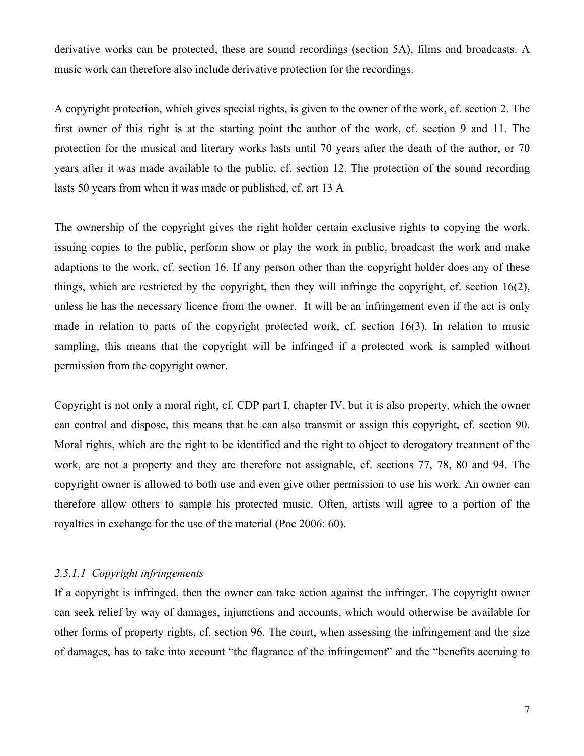derivative works can be protected, these are sound recordings (section 5A), films and broadcasts. A music work can therefore also include derivative protection for the recordings.

A copyright protection, which gives special rights, is given to the owner of the work, cf. section 2. The first owner of this right is at the starting point the author of the work, cf. section 9 and 11. The protection for the musical and literary works lasts until 70 years after the death of the author, or 70 years after it was made available to the public, cf. section 12. The protection of the sound recording lasts 50 years from when it was made or published, cf. art 13 A

The ownership of the copyright gives the right holder certain exclusive rights to copying the work, issuing copies to the public, perform show or play the work in public, broadcast the work and make adaptions to the work, cf. section 16. If any person other than the copyright holder does any of these things, which are restricted by the copyright, then they will infringe the copyright, cf. section 16(2), unless he has the necessary licence from the owner. It will be an infringement even if the act is only made in relation to parts of the copyright protected work, cf. section 16(3). In relation to music sampling, this means that the copyright will be infringed if a protected work is sampled without permission from the copyright owner.

Copyright is not only a moral right, cf. CDP part I, chapter IV, but it is also property, which the owner can control and dispose, this means that he can also transmit or assign this copyright, cf. section 90. Moral rights, which are the right to be identified and the right to object to derogatory treatment of the work, are not a property and they are therefore not assignable, cf. sections 77, 78, 80 and 94. The copyright owner is allowed to both use and even give other permission to use his work. An owner can therefore allow others to sample his protected music. Often, artists will agree to a portion of the royalties in exchange for the use of the material (Poe 2006: 60).

#### *2.5.1.1 Copyright infringements*

If a copyright is infringed, then the owner can take action against the infringer. The copyright owner can seek relief by way of damages, injunctions and accounts, which would otherwise be available for other forms of property rights, cf. section 96. The court, when assessing the infringement and the size of damages, has to take into account "the flagrance of the infringement" and the "benefits accruing to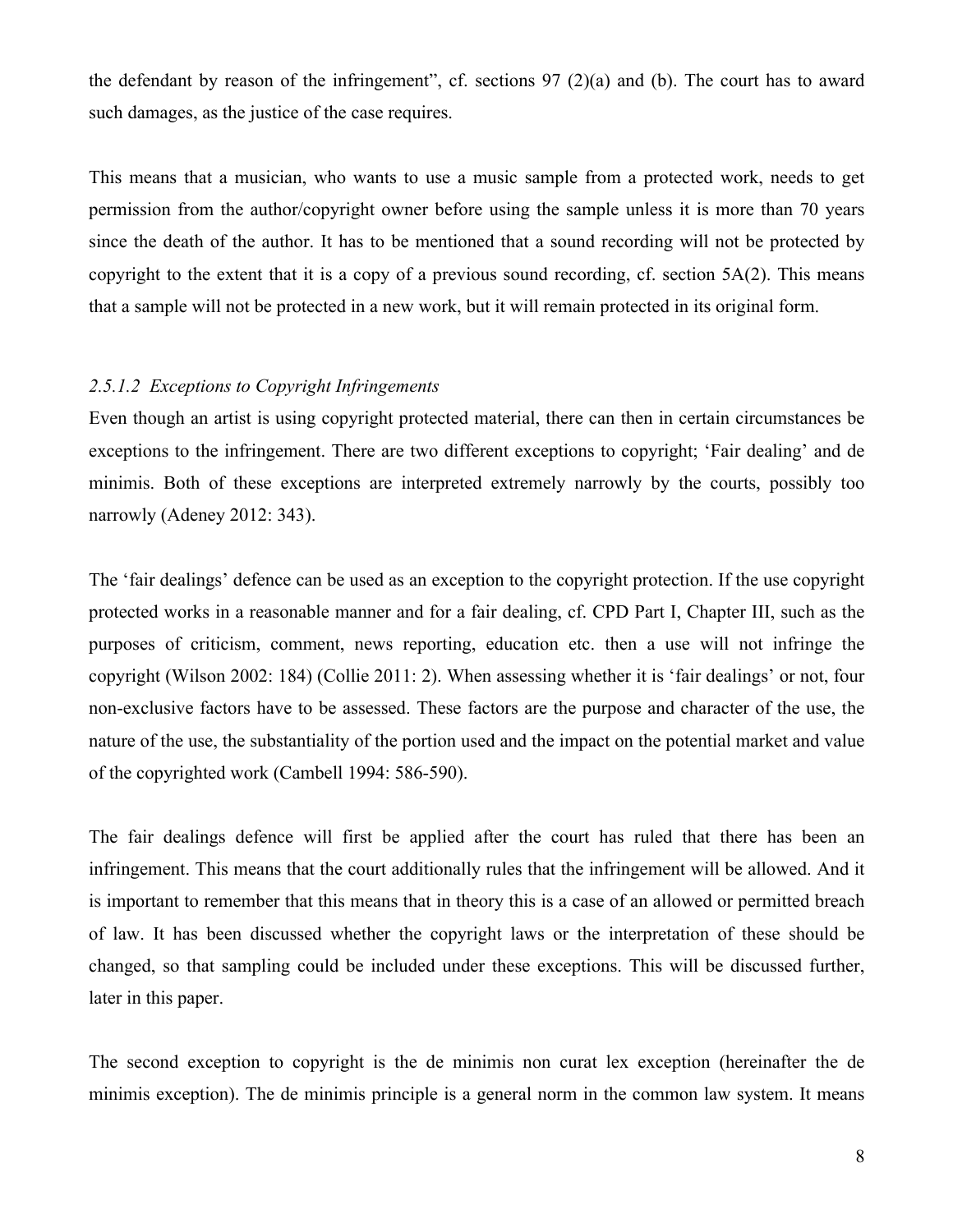the defendant by reason of the infringement", cf. sections 97 (2)(a) and (b). The court has to award such damages, as the justice of the case requires.

This means that a musician, who wants to use a music sample from a protected work, needs to get permission from the author/copyright owner before using the sample unless it is more than 70 years since the death of the author. It has to be mentioned that a sound recording will not be protected by copyright to the extent that it is a copy of a previous sound recording, cf. section 5A(2). This means that a sample will not be protected in a new work, but it will remain protected in its original form.

#### *2.5.1.2 Exceptions to Copyright Infringements*

Even though an artist is using copyright protected material, there can then in certain circumstances be exceptions to the infringement. There are two different exceptions to copyright; 'Fair dealing' and de minimis. Both of these exceptions are interpreted extremely narrowly by the courts, possibly too narrowly (Adeney 2012: 343).

The 'fair dealings' defence can be used as an exception to the copyright protection. If the use copyright protected works in a reasonable manner and for a fair dealing, cf. CPD Part I, Chapter III, such as the purposes of criticism, comment, news reporting, education etc. then a use will not infringe the copyright (Wilson 2002: 184) (Collie 2011: 2). When assessing whether it is 'fair dealings' or not, four non-exclusive factors have to be assessed. These factors are the purpose and character of the use, the nature of the use, the substantiality of the portion used and the impact on the potential market and value of the copyrighted work (Cambell 1994: 586-590).

The fair dealings defence will first be applied after the court has ruled that there has been an infringement. This means that the court additionally rules that the infringement will be allowed. And it is important to remember that this means that in theory this is a case of an allowed or permitted breach of law. It has been discussed whether the copyright laws or the interpretation of these should be changed, so that sampling could be included under these exceptions. This will be discussed further, later in this paper.

The second exception to copyright is the de minimis non curat lex exception (hereinafter the de minimis exception). The de minimis principle is a general norm in the common law system. It means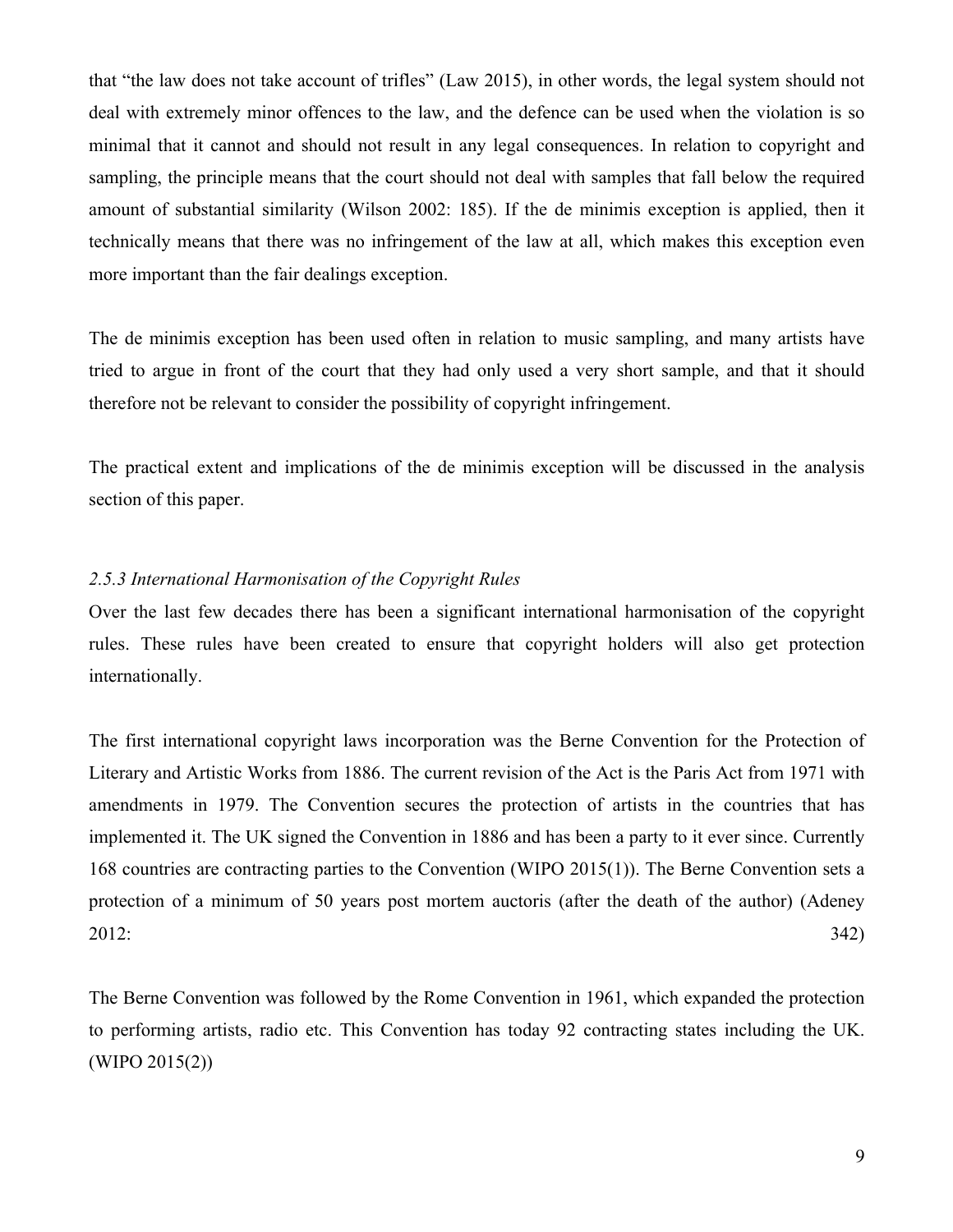that "the law does not take account of trifles" (Law 2015), in other words, the legal system should not deal with extremely minor offences to the law, and the defence can be used when the violation is so minimal that it cannot and should not result in any legal consequences. In relation to copyright and sampling, the principle means that the court should not deal with samples that fall below the required amount of substantial similarity (Wilson 2002: 185). If the de minimis exception is applied, then it technically means that there was no infringement of the law at all, which makes this exception even more important than the fair dealings exception.

The de minimis exception has been used often in relation to music sampling, and many artists have tried to argue in front of the court that they had only used a very short sample, and that it should therefore not be relevant to consider the possibility of copyright infringement.

The practical extent and implications of the de minimis exception will be discussed in the analysis section of this paper.

### *2.5.3 International Harmonisation of the Copyright Rules*

Over the last few decades there has been a significant international harmonisation of the copyright rules. These rules have been created to ensure that copyright holders will also get protection internationally.

The first international copyright laws incorporation was the Berne Convention for the Protection of Literary and Artistic Works from 1886. The current revision of the Act is the Paris Act from 1971 with amendments in 1979. The Convention secures the protection of artists in the countries that has implemented it. The UK signed the Convention in 1886 and has been a party to it ever since. Currently 168 countries are contracting parties to the Convention (WIPO 2015(1)). The Berne Convention sets a protection of a minimum of 50 years post mortem auctoris (after the death of the author) (Adeney 2012: 342)

The Berne Convention was followed by the Rome Convention in 1961, which expanded the protection to performing artists, radio etc. This Convention has today 92 contracting states including the UK. (WIPO 2015(2))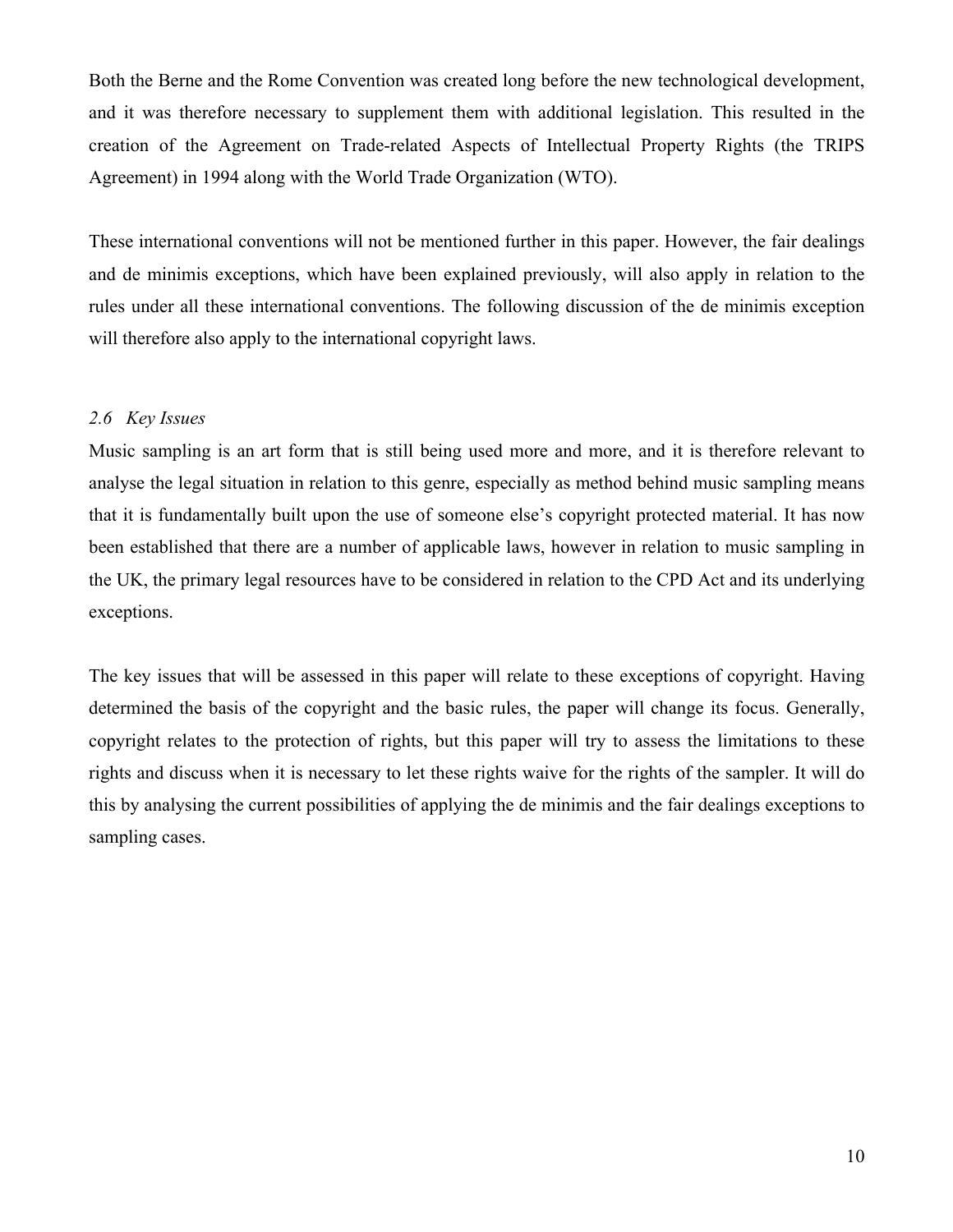Both the Berne and the Rome Convention was created long before the new technological development, and it was therefore necessary to supplement them with additional legislation. This resulted in the creation of the Agreement on Trade-related Aspects of Intellectual Property Rights (the TRIPS Agreement) in 1994 along with the World Trade Organization (WTO).

These international conventions will not be mentioned further in this paper. However, the fair dealings and de minimis exceptions, which have been explained previously, will also apply in relation to the rules under all these international conventions. The following discussion of the de minimis exception will therefore also apply to the international copyright laws.

### *2.6 Key Issues*

Music sampling is an art form that is still being used more and more, and it is therefore relevant to analyse the legal situation in relation to this genre, especially as method behind music sampling means that it is fundamentally built upon the use of someone else's copyright protected material. It has now been established that there are a number of applicable laws, however in relation to music sampling in the UK, the primary legal resources have to be considered in relation to the CPD Act and its underlying exceptions.

The key issues that will be assessed in this paper will relate to these exceptions of copyright. Having determined the basis of the copyright and the basic rules, the paper will change its focus. Generally, copyright relates to the protection of rights, but this paper will try to assess the limitations to these rights and discuss when it is necessary to let these rights waive for the rights of the sampler. It will do this by analysing the current possibilities of applying the de minimis and the fair dealings exceptions to sampling cases.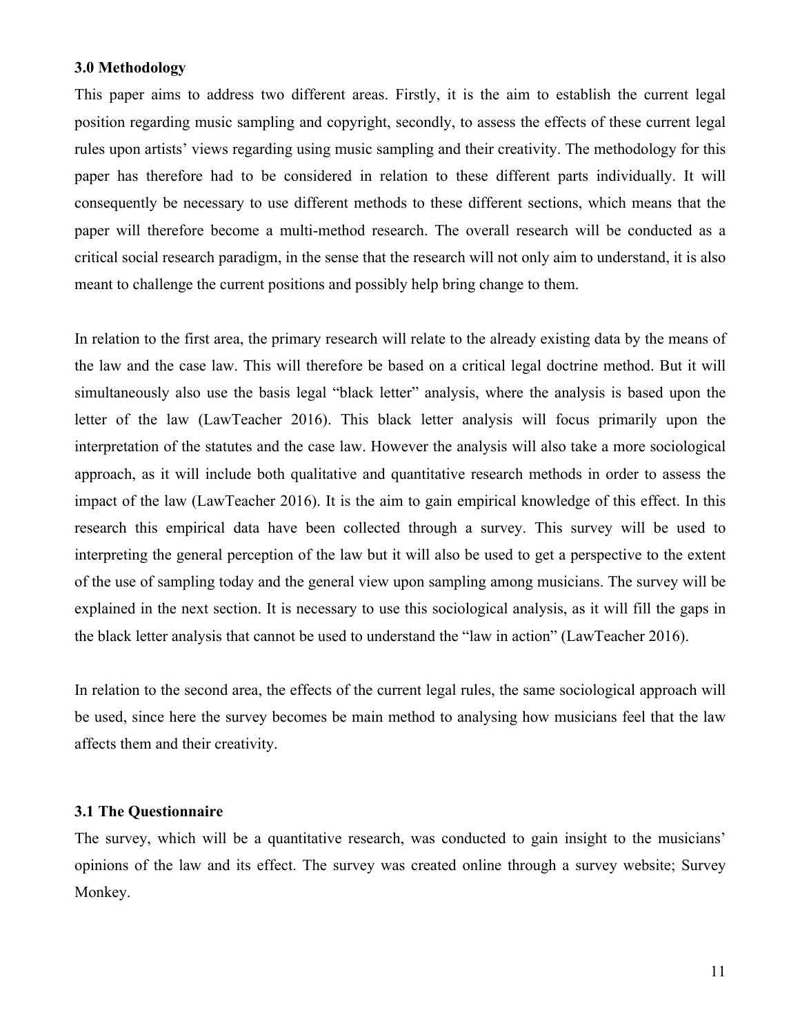### 3.0 Methodology

This paper aims to address two different areas. Firstly, it is the aim to establish the current legal position regarding music sampling and copyright, secondly, to assess the effects of these current legal rules upon artists' views regarding using music sampling and their creativity. The methodology for this paper has therefore had to be considered in relation to these different parts individually. It will consequently be necessary to use different methods to these different sections, which means that the paper will therefore become a multi-method research. The overall research will be conducted as a critical social research paradigm, in the sense that the research will not only aim to understand, it is also meant to challenge the current positions and possibly help bring change to them.

In relation to the first area, the primary research will relate to the already existing data by the means of the law and the case law. This will therefore be based on a critical legal doctrine method. But it will simultaneously also use the basis legal "black letter" analysis, where the analysis is based upon the letter of the law (LawTeacher 2016). This black letter analysis will focus primarily upon the interpretation of the statutes and the case law. However the analysis will also take a more sociological approach, as it will include both qualitative and quantitative research methods in order to assess the impact of the law (LawTeacher 2016). It is the aim to gain empirical knowledge of this effect. In this research this empirical data have been collected through a survey. This survey will be used to interpreting the general perception of the law but it will also be used to get a perspective to the extent of the use of sampling today and the general view upon sampling among musicians. The survey will be explained in the next section. It is necessary to use this sociological analysis, as it will fill the gaps in the black letter analysis that cannot be used to understand the "law in action" (LawTeacher 2016).

In relation to the second area, the effects of the current legal rules, the same sociological approach will be used, since here the survey becomes be main method to analysing how musicians feel that the law affects them and their creativity.

### 3.1 The Questionnaire

The survey, which will be a quantitative research, was conducted to gain insight to the musicians' opinions of the law and its effect. The survey was created online through a survey website; Survey Monkey.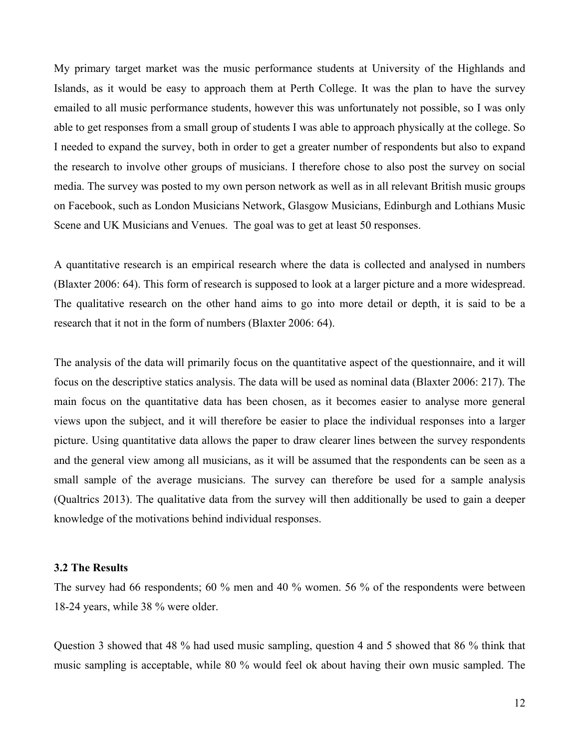My primary target market was the music performance students at University of the Highlands and Islands, as it would be easy to approach them at Perth College. It was the plan to have the survey emailed to all music performance students, however this was unfortunately not possible, so I was only able to get responses from a small group of students I was able to approach physically at the college. So I needed to expand the survey, both in order to get a greater number of respondents but also to expand the research to involve other groups of musicians. I therefore chose to also post the survey on social media. The survey was posted to my own person network as well as in all relevant British music groups on Facebook, such as London Musicians Network, Glasgow Musicians, Edinburgh and Lothians Music Scene and UK Musicians and Venues. The goal was to get at least 50 responses.

A quantitative research is an empirical research where the data is collected and analysed in numbers (Blaxter 2006: 64). This form of research is supposed to look at a larger picture and a more widespread. The qualitative research on the other hand aims to go into more detail or depth, it is said to be a research that it not in the form of numbers (Blaxter 2006: 64).

The analysis of the data will primarily focus on the quantitative aspect of the questionnaire, and it will focus on the descriptive statics analysis. The data will be used as nominal data (Blaxter 2006: 217). The main focus on the quantitative data has been chosen, as it becomes easier to analyse more general views upon the subject, and it will therefore be easier to place the individual responses into a larger picture. Using quantitative data allows the paper to draw clearer lines between the survey respondents and the general view among all musicians, as it will be assumed that the respondents can be seen as a small sample of the average musicians. The survey can therefore be used for a sample analysis (Qualtrics 2013). The qualitative data from the survey will then additionally be used to gain a deeper knowledge of the motivations behind individual responses.

### 3.2 The Results

The survey had 66 respondents; 60 % men and 40 % women. 56 % of the respondents were between 18-24 years, while 38 % were older.

Question 3 showed that 48 % had used music sampling, question 4 and 5 showed that 86 % think that music sampling is acceptable, while 80 % would feel ok about having their own music sampled. The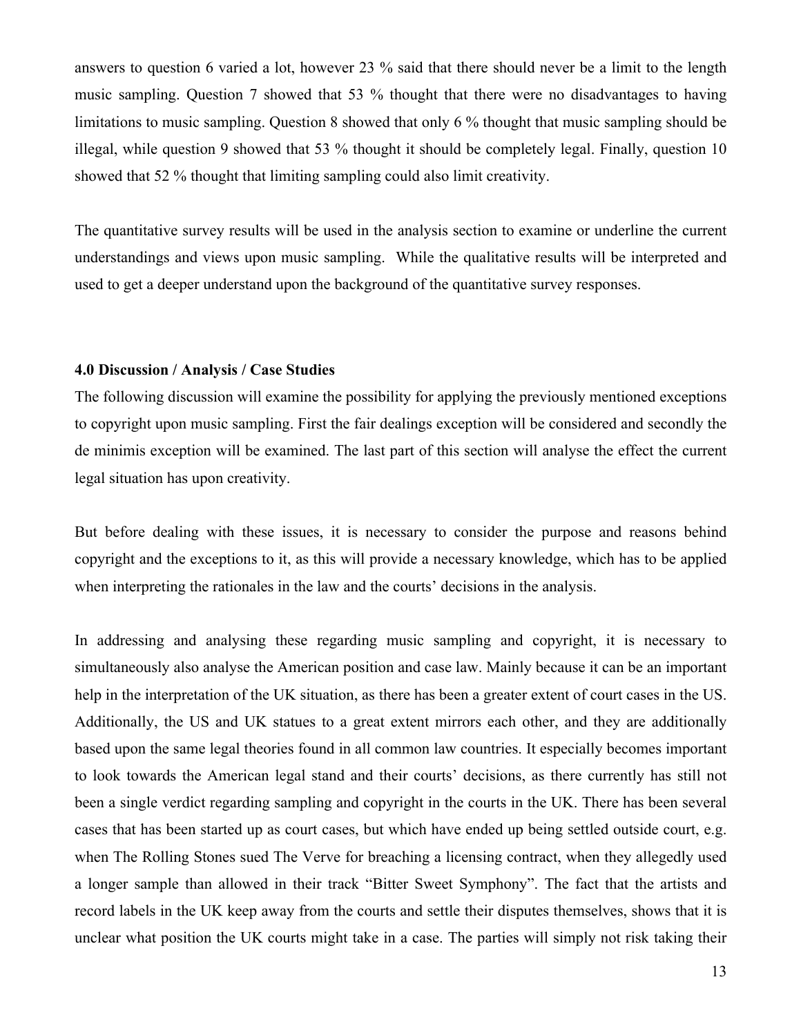answers to question 6 varied a lot, however 23 % said that there should never be a limit to the length music sampling. Question 7 showed that 53 % thought that there were no disadvantages to having limitations to music sampling. Question 8 showed that only 6 % thought that music sampling should be illegal, while question 9 showed that 53 % thought it should be completely legal. Finally, question 10 showed that 52 % thought that limiting sampling could also limit creativity.

The quantitative survey results will be used in the analysis section to examine or underline the current understandings and views upon music sampling.  While the qualitative results will be interpreted and used to get a deeper understand upon the background of the quantitative survey responses.

**4.0 Discussion / Analysis / Case Studies**

The following discussion will examine the possibility for applying the previously mentioned exceptions to copyright upon music sampling. First the fair dealings exception will be considered and secondly the de minimis exception will be examined. The last part of this section will analyse the effect the current legal situation has upon creativity.

But before dealing with these issues, it is necessary to consider the purpose and reasons behind copyright and the exceptions to it, as this will provide a necessary knowledge, which has to be applied when interpreting the rationales in the law and the courts' decisions in the analysis.

In addressing and analysing these regarding music sampling and copyright, it is necessary to simultaneously also analyse the American position and case law. Mainly because it can be an important help in the interpretation of the UK situation, as there has been a greater extent of court cases in the US. Additionally, the US and UK statues to a great extent mirrors each other, and they are additionally based upon the same legal theories found in all common law countries. It especially becomes important to look towards the American legal stand and their courts' decisions, as there currently has still not been a single verdict regarding sampling and copyright in the courts in the UK. There has been several cases that has been started up as court cases, but which have ended up being settled outside court, e.g. when The Rolling Stones sued The Verve for breaching a licensing contract, when they allegedly used a longer sample than allowed in their track "Bitter Sweet Symphony". The fact that the artists and record labels in the UK keep away from the courts and settle their disputes themselves, shows that it is unclear what position the UK courts might take in a case. The parties will simply not risk taking their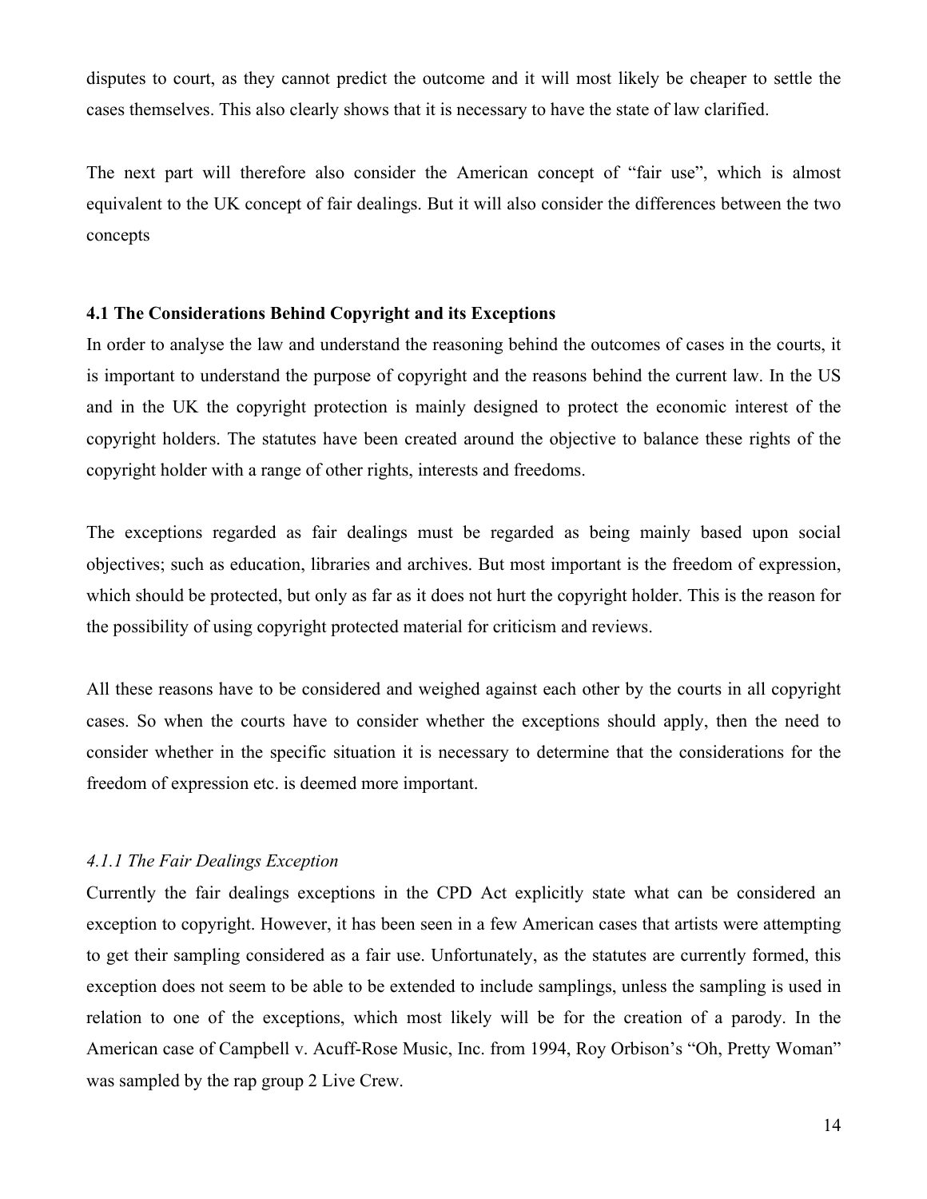disputes to court, as they cannot predict the outcome and it will most likely be cheaper to settle the cases themselves. This also clearly shows that it is necessary to have the state of law clarified.

The next part will therefore also consider the American concept of "fair use", which is almost equivalent to the UK concept of fair dealings. But it will also consider the differences between the two concepts

### 4.1 The Considerations Behind Copyright and its Exceptions

In order to analyse the law and understand the reasoning behind the outcomes of cases in the courts, it is important to understand the purpose of copyright and the reasons behind the current law. In the US and in the UK the copyright protection is mainly designed to protect the economic interest of the copyright holders. The statutes have been created around the objective to balance these rights of the copyright holder with a range of other rights, interests and freedoms.

The exceptions regarded as fair dealings must be regarded as being mainly based upon social objectives; such as education, libraries and archives. But most important is the freedom of expression, which should be protected, but only as far as it does not hurt the copyright holder. This is the reason for the possibility of using copyright protected material for criticism and reviews.

All these reasons have to be considered and weighed against each other by the courts in all copyright cases. So when the courts have to consider whether the exceptions should apply, then the need to consider whether in the specific situation it is necessary to determine that the considerations for the freedom of expression etc. is deemed more important.

#### *4.1.1 The Fair Dealings Exception*

Currently the fair dealings exceptions in the CPD Act explicitly state what can be considered an exception to copyright. However, it has been seen in a few American cases that artists were attempting to get their sampling considered as a fair use. Unfortunately, as the statutes are currently formed, this exception does not seem to be able to be extended to include samplings, unless the sampling is used in relation to one of the exceptions, which most likely will be for the creation of a parody. In the American case of Campbell v. Acuff-Rose Music, Inc. from 1994, Roy Orbison's "Oh, Pretty Woman" was sampled by the rap group 2 Live Crew.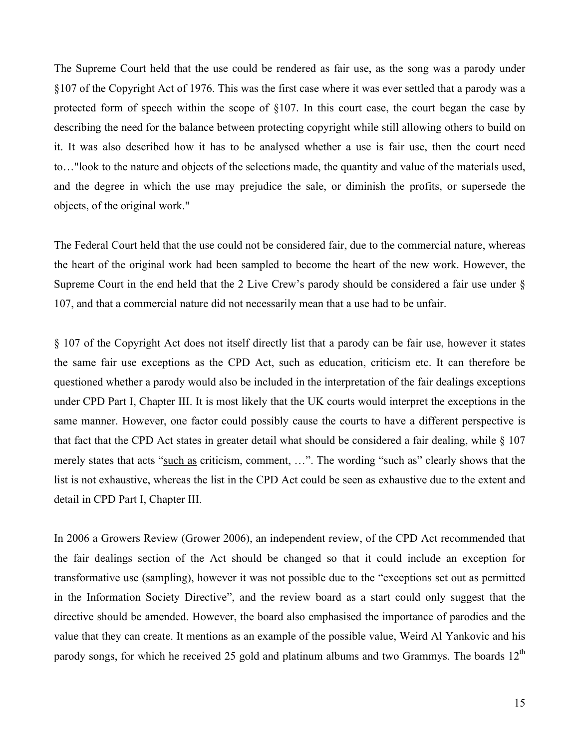The Supreme Court held that the use could be rendered as fair use, as the song was a parody under §107 of the Copyright Act of 1976. This was the first case where it was ever settled that a parody was a protected form of speech within the scope of §107. In this court case, the court began the case by describing the need for the balance between protecting copyright while still allowing others to build on it. It was also described how it has to be analysed whether a use is fair use, then the court need to…"look to the nature and objects of the selections made, the quantity and value of the materials used, and the degree in which the use may prejudice the sale, or diminish the profits, or supersede the objects, of the original work."

The Federal Court held that the use could not be considered fair, due to the commercial nature, whereas the heart of the original work had been sampled to become the heart of the new work. However, the Supreme Court in the end held that the 2 Live Crew's parody should be considered a fair use under § 107, and that a commercial nature did not necessarily mean that a use had to be unfair.

§ 107 of the Copyright Act does not itself directly list that a parody can be fair use, however it states the same fair use exceptions as the CPD Act, such as education, criticism etc. It can therefore be questioned whether a parody would also be included in the interpretation of the fair dealings exceptions under CPD Part I, Chapter III. It is most likely that the UK courts would interpret the exceptions in the same manner. However, one factor could possibly cause the courts to have a different perspective is that fact that the CPD Act states in greater detail what should be considered a fair dealing, while § 107 merely states that acts "<u>such as</u> criticism, comment, …". The wording "such as" clearly shows that the list is not exhaustive, whereas the list in the CPD Act could be seen as exhaustive due to the extent and detail in CPD Part I, Chapter III.

In 2006 a Growers Review (Grower 2006), an independent review, of the CPD Act recommended that the fair dealings section of the Act should be changed so that it could include an exception for transformative use (sampling), however it was not possible due to the "exceptions set out as permitted in the Information Society Directive", and the review board as a start could only suggest that the directive should be amended. However, the board also emphasised the importance of parodies and the value that they can create. It mentions as an example of the possible value, Weird Al Yankovic and his parody songs, for which he received 25 gold and platinum albums and two Grammys. The boards 12th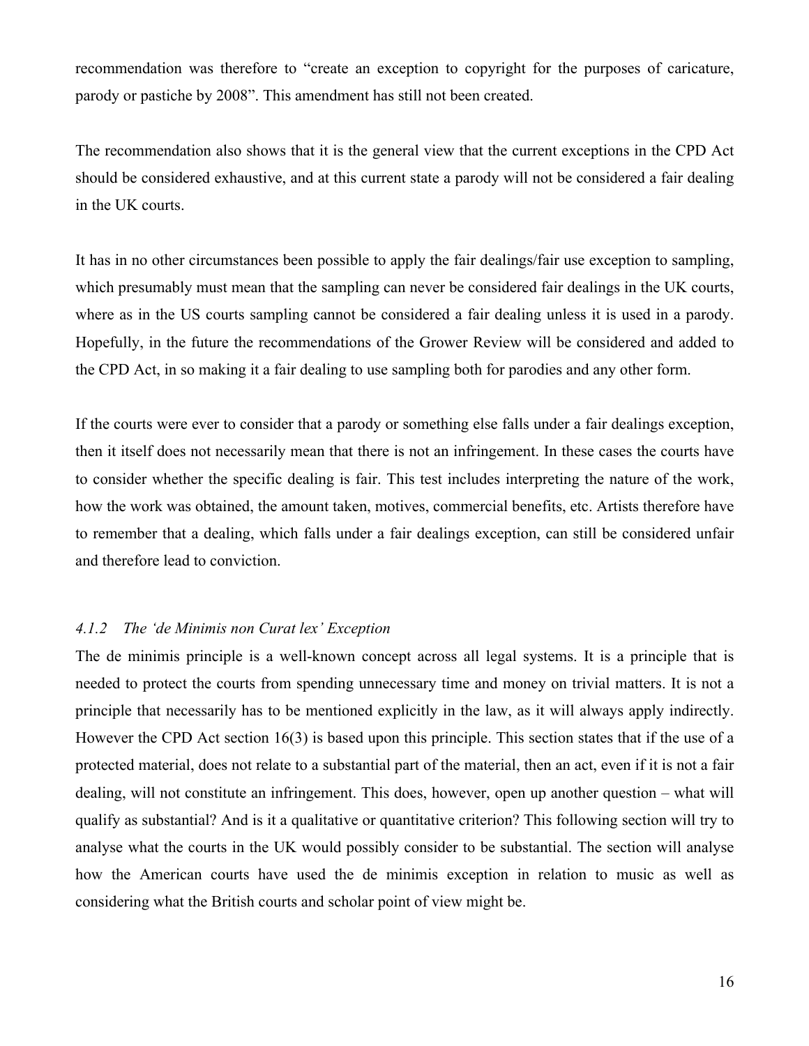recommendation was therefore to "create an exception to copyright for the purposes of caricature, parody or pastiche by 2008". This amendment has still not been created.

The recommendation also shows that it is the general view that the current exceptions in the CPD Act should be considered exhaustive, and at this current state a parody will not be considered a fair dealing in the UK courts.

It has in no other circumstances been possible to apply the fair dealings/fair use exception to sampling, which presumably must mean that the sampling can never be considered fair dealings in the UK courts, where as in the US courts sampling cannot be considered a fair dealing unless it is used in a parody. Hopefully, in the future the recommendations of the Grower Review will be considered and added to the CPD Act, in so making it a fair dealing to use sampling both for parodies and any other form.

If the courts were ever to consider that a parody or something else falls under a fair dealings exception, then it itself does not necessarily mean that there is not an infringement. In these cases the courts have to consider whether the specific dealing is fair. This test includes interpreting the nature of the work, how the work was obtained, the amount taken, motives, commercial benefits, etc. Artists therefore have to remember that a dealing, which falls under a fair dealings exception, can still be considered unfair and therefore lead to conviction.

#### *4.1.2 The 'de Minimis non Curat lex' Exception*

The de minimis principle is a well-known concept across all legal systems. It is a principle that is needed to protect the courts from spending unnecessary time and money on trivial matters. It is not a principle that necessarily has to be mentioned explicitly in the law, as it will always apply indirectly. However the CPD Act section 16(3) is based upon this principle. This section states that if the use of a protected material, does not relate to a substantial part of the material, then an act, even if it is not a fair dealing, will not constitute an infringement. This does, however, open up another question – what will qualify as substantial? And is it a qualitative or quantitative criterion? This following section will try to analyse what the courts in the UK would possibly consider to be substantial. The section will analyse how the American courts have used the de minimis exception in relation to music as well as considering what the British courts and scholar point of view might be.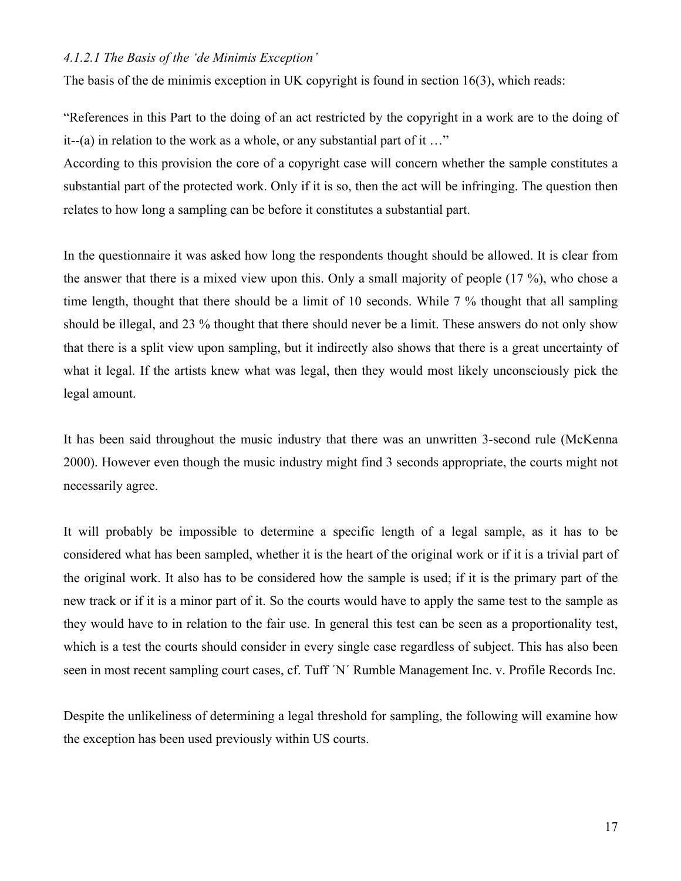### *4.1.2.1 The Basis of the 'de Minimis Exception'*

The basis of the de minimis exception in UK copyright is found in section 16(3), which reads:

"References in this Part to the doing of an act restricted by the copyright in a work are to the doing of it--(a) in relation to the work as a whole, or any substantial part of it …"

According to this provision the core of a copyright case will concern whether the sample constitutes a substantial part of the protected work. Only if it is so, then the act will be infringing. The question then relates to how long a sampling can be before it constitutes a substantial part.

In the questionnaire it was asked how long the respondents thought should be allowed. It is clear from the answer that there is a mixed view upon this. Only a small majority of people (17 %), who chose a time length, thought that there should be a limit of 10 seconds. While 7 % thought that all sampling should be illegal, and 23 % thought that there should never be a limit. These answers do not only show that there is a split view upon sampling, but it indirectly also shows that there is a great uncertainty of what it legal. If the artists knew what was legal, then they would most likely unconsciously pick the legal amount.

It has been said throughout the music industry that there was an unwritten 3-second rule (McKenna 2000). However even though the music industry might find 3 seconds appropriate, the courts might not necessarily agree.

It will probably be impossible to determine a specific length of a legal sample, as it has to be considered what has been sampled, whether it is the heart of the original work or if it is a trivial part of the original work. It also has to be considered how the sample is used; if it is the primary part of the new track or if it is a minor part of it. So the courts would have to apply the same test to the sample as they would have to in relation to the fair use. In general this test can be seen as a proportionality test, which is a test the courts should consider in every single case regardless of subject. This has also been seen in most recent sampling court cases, cf. Tuff ´N´ Rumble Management Inc. v. Profile Records Inc.

Despite the unlikeliness of determining a legal threshold for sampling, the following will examine how the exception has been used previously within US courts.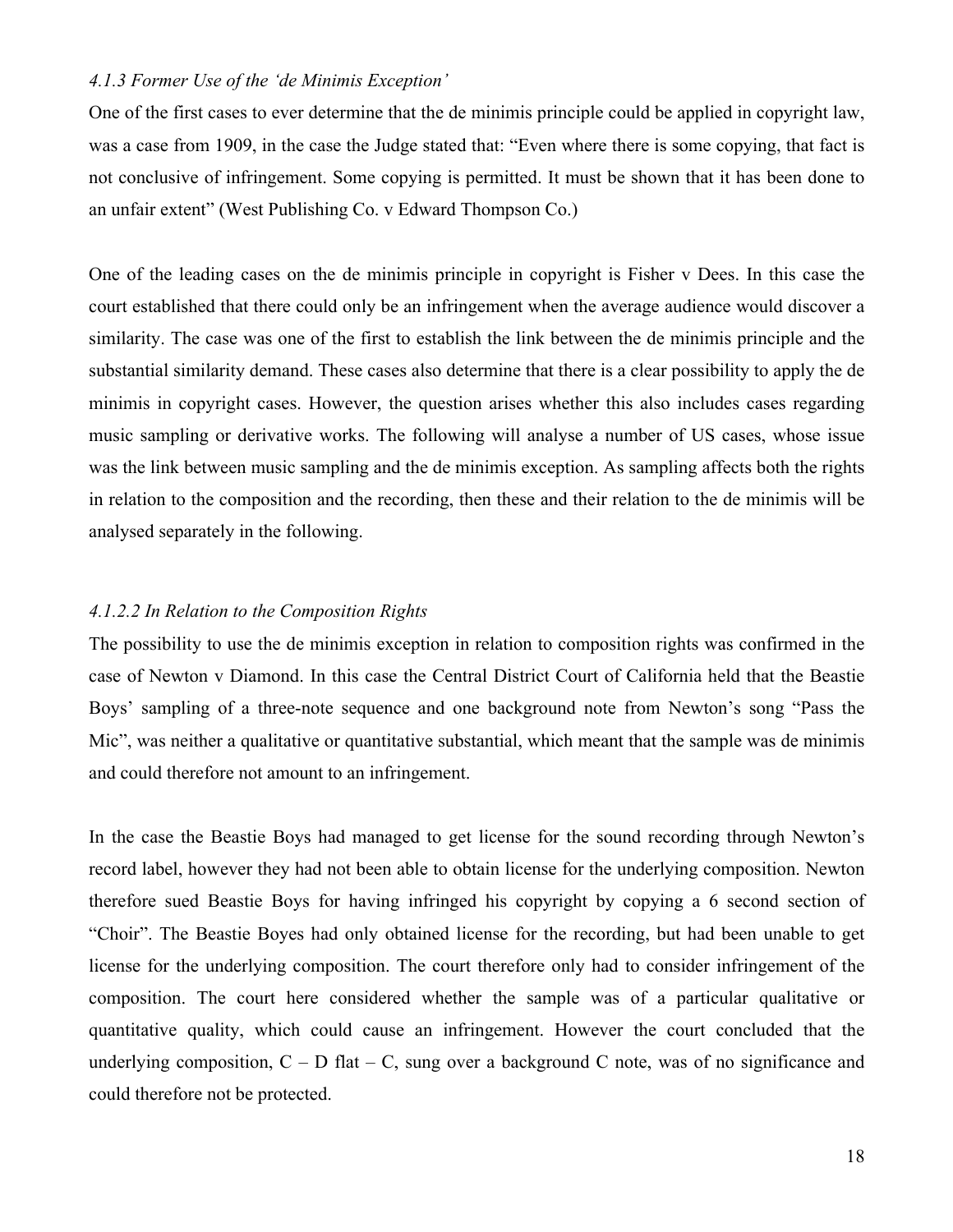*4.1.3 Former Use of the 'de Minimis Exception'*

One of the first cases to ever determine that the de minimis principle could be applied in copyright law, was a case from 1909, in the case the Judge stated that: "Even where there is some copying, that fact is not conclusive of infringement. Some copying is permitted. It must be shown that it has been done to an unfair extent" (West Publishing Co. v Edward Thompson Co.)

One of the leading cases on the de minimis principle in copyright is Fisher v Dees. In this case the court established that there could only be an infringement when the average audience would discover a similarity. The case was one of the first to establish the link between the de minimis principle and the substantial similarity demand. These cases also determine that there is a clear possibility to apply the de minimis in copyright cases. However, the question arises whether this also includes cases regarding music sampling or derivative works. The following will analyse a number of US cases, whose issue was the link between music sampling and the de minimis exception. As sampling affects both the rights in relation to the composition and the recording, then these and their relation to the de minimis will be analysed separately in the following.

*4.1.2.2 In Relation to the Composition Rights*

The possibility to use the de minimis exception in relation to composition rights was confirmed in the case of Newton v Diamond. In this case the Central District Court of California held that the Beastie Boys' sampling of a three-note sequence and one background note from Newton's song "Pass the Mic", was neither a qualitative or quantitative substantial, which meant that the sample was de minimis and could therefore not amount to an infringement.

In the case the Beastie Boys had managed to get license for the sound recording through Newton's record label, however they had not been able to obtain license for the underlying composition. Newton therefore sued Beastie Boys for having infringed his copyright by copying a 6 second section of "Choir". The Beastie Boyes had only obtained license for the recording, but had been unable to get license for the underlying composition. The court therefore only had to consider infringement of the composition. The court here considered whether the sample was of a particular qualitative or quantitative quality, which could cause an infringement. However the court concluded that the underlying composition, C – D flat – C, sung over a background C note, was of no significance and could therefore not be protected.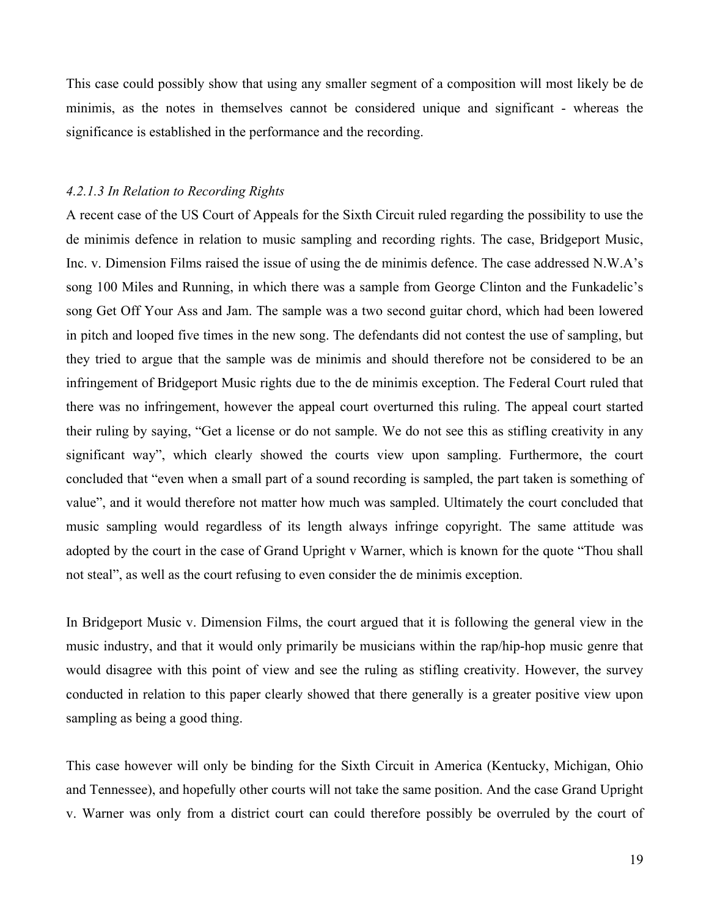This case could possibly show that using any smaller segment of a composition will most likely be de minimis, as the notes in themselves cannot be considered unique and significant - whereas the significance is established in the performance and the recording.

#### *4.2.1.3 In Relation to Recording Rights*

A recent case of the US Court of Appeals for the Sixth Circuit ruled regarding the possibility to use the de minimis defence in relation to music sampling and recording rights. The case, Bridgeport Music, Inc. v. Dimension Films raised the issue of using the de minimis defence. The case addressed N.W.A's song 100 Miles and Running, in which there was a sample from George Clinton and the Funkadelic's song Get Off Your Ass and Jam. The sample was a two second guitar chord, which had been lowered in pitch and looped five times in the new song. The defendants did not contest the use of sampling, but they tried to argue that the sample was de minimis and should therefore not be considered to be an infringement of Bridgeport Music rights due to the de minimis exception. The Federal Court ruled that there was no infringement, however the appeal court overturned this ruling. The appeal court started their ruling by saying, "Get a license or do not sample. We do not see this as stifling creativity in any significant way", which clearly showed the courts view upon sampling. Furthermore, the court concluded that "even when a small part of a sound recording is sampled, the part taken is something of value", and it would therefore not matter how much was sampled. Ultimately the court concluded that music sampling would regardless of its length always infringe copyright. The same attitude was adopted by the court in the case of Grand Upright v Warner, which is known for the quote "Thou shall not steal", as well as the court refusing to even consider the de minimis exception.

In Bridgeport Music v. Dimension Films, the court argued that it is following the general view in the music industry, and that it would only primarily be musicians within the rap/hip-hop music genre that would disagree with this point of view and see the ruling as stifling creativity. However, the survey conducted in relation to this paper clearly showed that there generally is a greater positive view upon sampling as being a good thing.

This case however will only be binding for the Sixth Circuit in America (Kentucky, Michigan, Ohio and Tennessee), and hopefully other courts will not take the same position. And the case Grand Upright v. Warner was only from a district court can could therefore possibly be overruled by the court of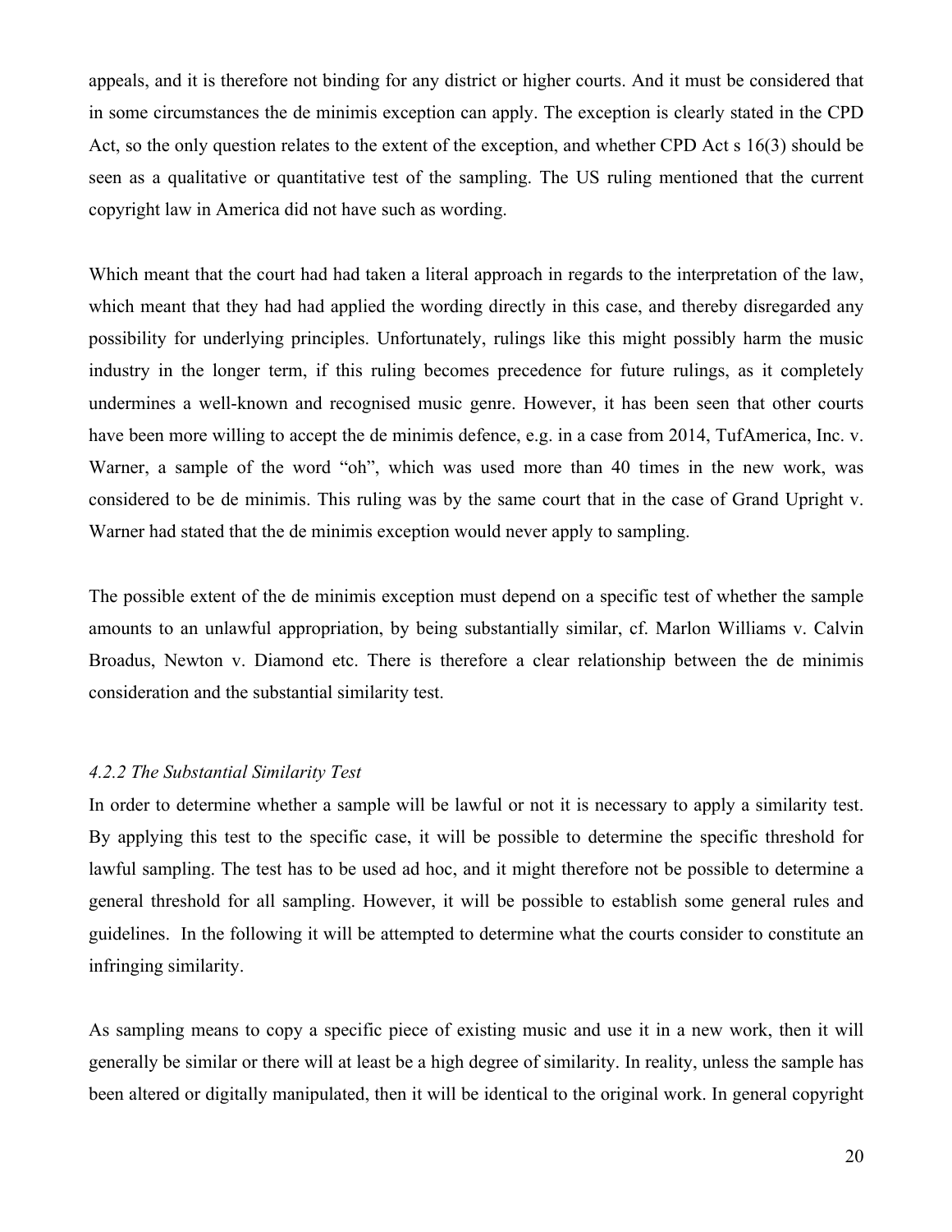appeals, and it is therefore not binding for any district or higher courts. And it must be considered that in some circumstances the de minimis exception can apply. The exception is clearly stated in the CPD Act, so the only question relates to the extent of the exception, and whether CPD Act s 16(3) should be seen as a qualitative or quantitative test of the sampling. The US ruling mentioned that the current copyright law in America did not have such as wording.

Which meant that the court had had taken a literal approach in regards to the interpretation of the law, which meant that they had had applied the wording directly in this case, and thereby disregarded any possibility for underlying principles. Unfortunately, rulings like this might possibly harm the music industry in the longer term, if this ruling becomes precedence for future rulings, as it completely undermines a well-known and recognised music genre. However, it has been seen that other courts have been more willing to accept the de minimis defence, e.g. in a case from 2014, TufAmerica, Inc. v. Warner, a sample of the word "oh", which was used more than 40 times in the new work, was considered to be de minimis. This ruling was by the same court that in the case of Grand Upright v. Warner had stated that the de minimis exception would never apply to sampling.

The possible extent of the de minimis exception must depend on a specific test of whether the sample amounts to an unlawful appropriation, by being substantially similar, cf. Marlon Williams v. Calvin Broadus, Newton v. Diamond etc. There is therefore a clear relationship between the de minimis consideration and the substantial similarity test.

#### *4.2.2 The Substantial Similarity Test*

In order to determine whether a sample will be lawful or not it is necessary to apply a similarity test. By applying this test to the specific case, it will be possible to determine the specific threshold for lawful sampling. The test has to be used ad hoc, and it might therefore not be possible to determine a general threshold for all sampling. However, it will be possible to establish some general rules and guidelines. In the following it will be attempted to determine what the courts consider to constitute an infringing similarity.

As sampling means to copy a specific piece of existing music and use it in a new work, then it will generally be similar or there will at least be a high degree of similarity. In reality, unless the sample has been altered or digitally manipulated, then it will be identical to the original work. In general copyright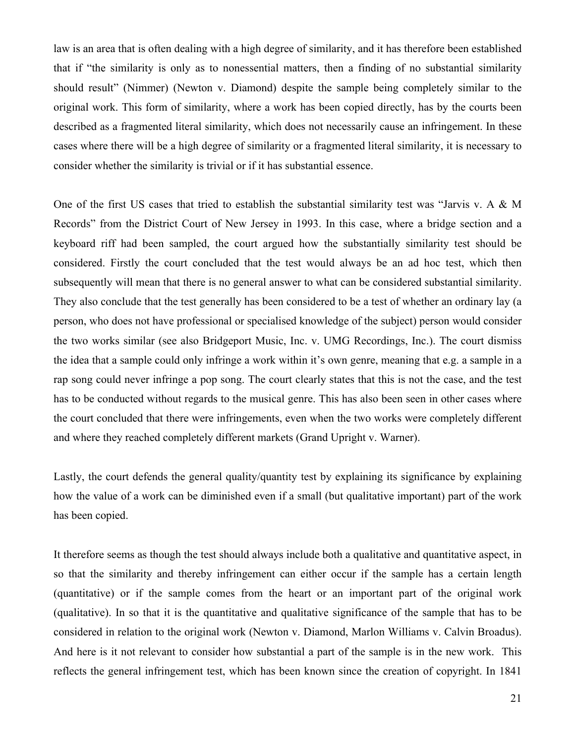law is an area that is often dealing with a high degree of similarity, and it has therefore been established that if "the similarity is only as to nonessential matters, then a finding of no substantial similarity should result" (Nimmer) (Newton v. Diamond) despite the sample being completely similar to the original work. This form of similarity, where a work has been copied directly, has by the courts been described as a fragmented literal similarity, which does not necessarily cause an infringement. In these cases where there will be a high degree of similarity or a fragmented literal similarity, it is necessary to consider whether the similarity is trivial or if it has substantial essence.

One of the first US cases that tried to establish the substantial similarity test was "Jarvis v. A & M Records" from the District Court of New Jersey in 1993. In this case, where a bridge section and a keyboard riff had been sampled, the court argued how the substantially similarity test should be considered. Firstly the court concluded that the test would always be an ad hoc test, which then subsequently will mean that there is no general answer to what can be considered substantial similarity. They also conclude that the test generally has been considered to be a test of whether an ordinary lay (a person, who does not have professional or specialised knowledge of the subject) person would consider the two works similar (see also Bridgeport Music, Inc. v. UMG Recordings, Inc.). The court dismiss the idea that a sample could only infringe a work within it's own genre, meaning that e.g. a sample in a rap song could never infringe a pop song. The court clearly states that this is not the case, and the test has to be conducted without regards to the musical genre. This has also been seen in other cases where the court concluded that there were infringements, even when the two works were completely different and where they reached completely different markets (Grand Upright v. Warner).

Lastly, the court defends the general quality/quantity test by explaining its significance by explaining how the value of a work can be diminished even if a small (but qualitative important) part of the work has been copied.

It therefore seems as though the test should always include both a qualitative and quantitative aspect, in so that the similarity and thereby infringement can either occur if the sample has a certain length (quantitative) or if the sample comes from the heart or an important part of the original work (qualitative). In so that it is the quantitative and qualitative significance of the sample that has to be considered in relation to the original work (Newton v. Diamond, Marlon Williams v. Calvin Broadus). And here is it not relevant to consider how substantial a part of the sample is in the new work. This reflects the general infringement test, which has been known since the creation of copyright. In 1841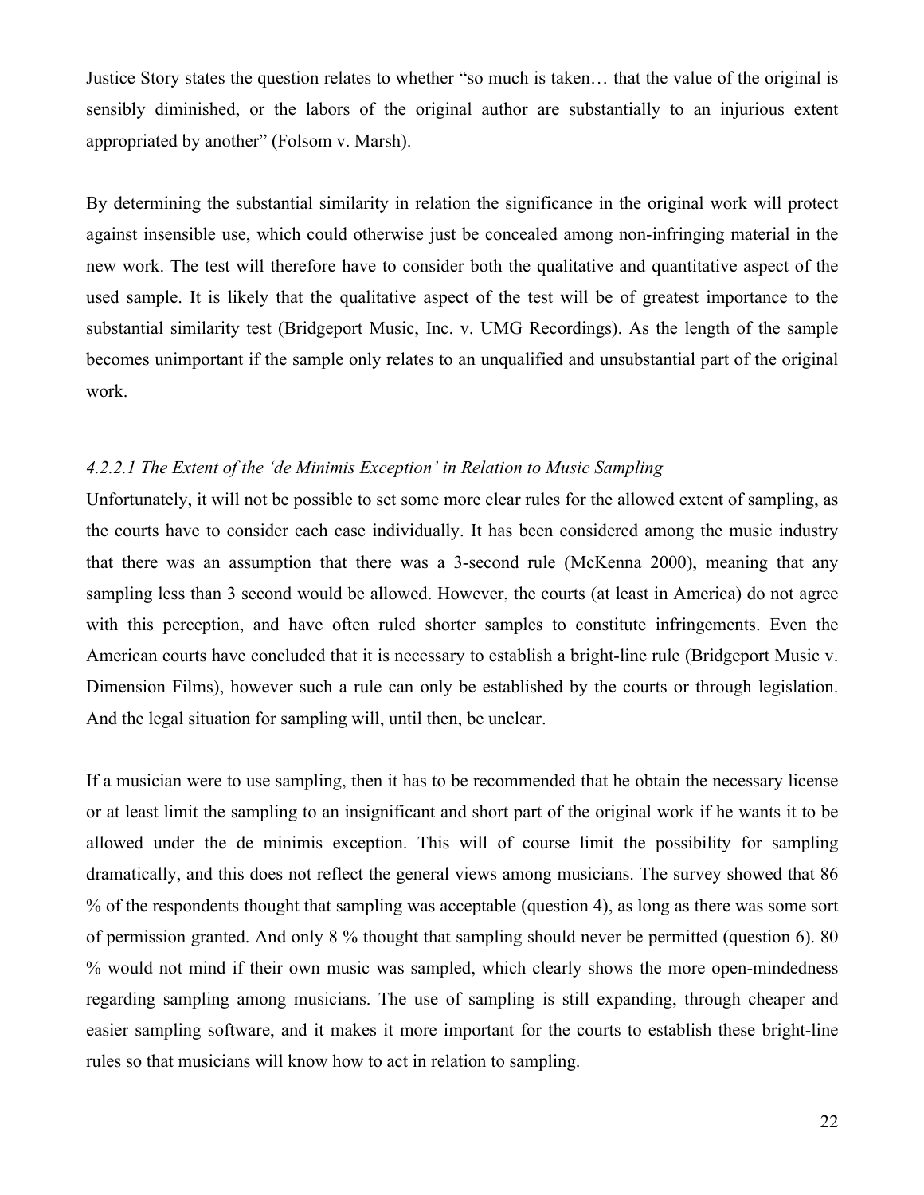Justice Story states the question relates to whether "so much is taken… that the value of the original is sensibly diminished, or the labors of the original author are substantially to an injurious extent appropriated by another" (Folsom v. Marsh).

By determining the substantial similarity in relation the significance in the original work will protect against insensible use, which could otherwise just be concealed among non-infringing material in the new work. The test will therefore have to consider both the qualitative and quantitative aspect of the used sample. It is likely that the qualitative aspect of the test will be of greatest importance to the substantial similarity test (Bridgeport Music, Inc. v. UMG Recordings). As the length of the sample becomes unimportant if the sample only relates to an unqualified and unsubstantial part of the original work.

#### *4.2.2.1 The Extent of the 'de Minimis Exception' in Relation to Music Sampling*

Unfortunately, it will not be possible to set some more clear rules for the allowed extent of sampling, as the courts have to consider each case individually. It has been considered among the music industry that there was an assumption that there was a 3-second rule (McKenna 2000), meaning that any sampling less than 3 second would be allowed. However, the courts (at least in America) do not agree with this perception, and have often ruled shorter samples to constitute infringements. Even the American courts have concluded that it is necessary to establish a bright-line rule (Bridgeport Music v. Dimension Films), however such a rule can only be established by the courts or through legislation. And the legal situation for sampling will, until then, be unclear.

If a musician were to use sampling, then it has to be recommended that he obtain the necessary license or at least limit the sampling to an insignificant and short part of the original work if he wants it to be allowed under the de minimis exception. This will of course limit the possibility for sampling dramatically, and this does not reflect the general views among musicians. The survey showed that 86 % of the respondents thought that sampling was acceptable (question 4), as long as there was some sort of permission granted. And only 8 % thought that sampling should never be permitted (question 6). 80 % would not mind if their own music was sampled, which clearly shows the more open-mindedness regarding sampling among musicians. The use of sampling is still expanding, through cheaper and easier sampling software, and it makes it more important for the courts to establish these bright-line rules so that musicians will know how to act in relation to sampling.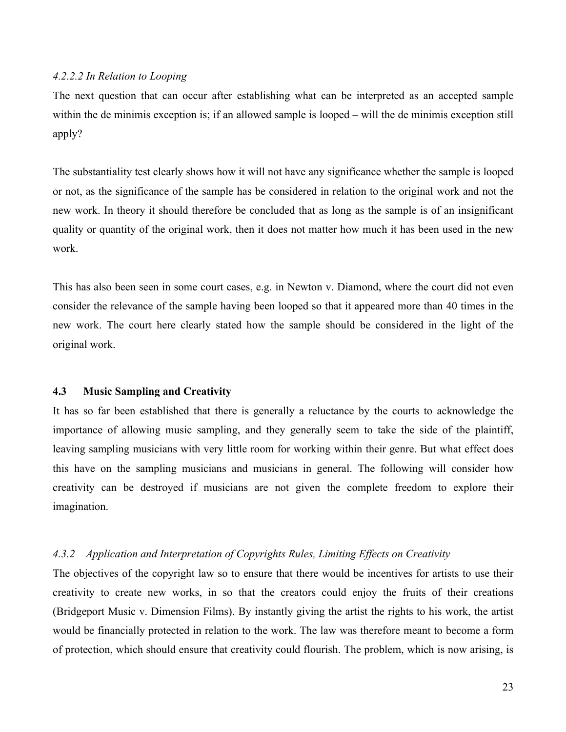#### *4.2.2.2 In Relation to Looping*

The next question that can occur after establishing what can be interpreted as an accepted sample within the de minimis exception is; if an allowed sample is looped – will the de minimis exception still apply?

The substantiality test clearly shows how it will not have any significance whether the sample is looped or not, as the significance of the sample has be considered in relation to the original work and not the new work. In theory it should therefore be concluded that as long as the sample is of an insignificant quality or quantity of the original work, then it does not matter how much it has been used in the new work.

This has also been seen in some court cases, e.g. in Newton v. Diamond, where the court did not even consider the relevance of the sample having been looped so that it appeared more than 40 times in the new work. The court here clearly stated how the sample should be considered in the light of the original work.

## 4.3 Music Sampling and Creativity

It has so far been established that there is generally a reluctance by the courts to acknowledge the importance of allowing music sampling, and they generally seem to take the side of the plaintiff, leaving sampling musicians with very little room for working within their genre. But what effect does this have on the sampling musicians and musicians in general. The following will consider how creativity can be destroyed if musicians are not given the complete freedom to explore their imagination.

### *4.3.2 Application and Interpretation of Copyrights Rules, Limiting Effects on Creativity*

The objectives of the copyright law so to ensure that there would be incentives for artists to use their creativity to create new works, in so that the creators could enjoy the fruits of their creations (Bridgeport Music v. Dimension Films). By instantly giving the artist the rights to his work, the artist would be financially protected in relation to the work. The law was therefore meant to become a form of protection, which should ensure that creativity could flourish. The problem, which is now arising, is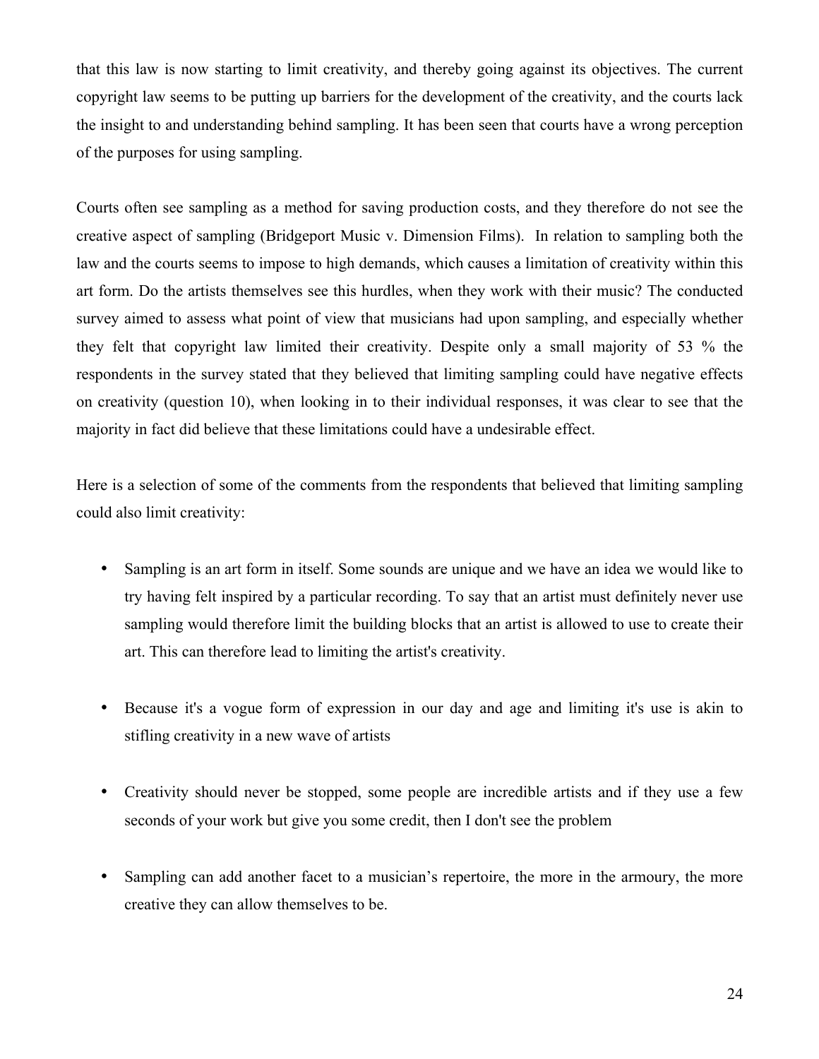that this law is now starting to limit creativity, and thereby going against its objectives. The current copyright law seems to be putting up barriers for the development of the creativity, and the courts lack the insight to and understanding behind sampling. It has been seen that courts have a wrong perception of the purposes for using sampling.

Courts often see sampling as a method for saving production costs, and they therefore do not see the creative aspect of sampling (Bridgeport Music v. Dimension Films). In relation to sampling both the law and the courts seems to impose to high demands, which causes a limitation of creativity within this art form. Do the artists themselves see this hurdles, when they work with their music? The conducted survey aimed to assess what point of view that musicians had upon sampling, and especially whether they felt that copyright law limited their creativity. Despite only a small majority of 53 % the respondents in the survey stated that they believed that limiting sampling could have negative effects on creativity (question 10), when looking in to their individual responses, it was clear to see that the majority in fact did believe that these limitations could have a undesirable effect.

Here is a selection of some of the comments from the respondents that believed that limiting sampling could also limit creativity:

- Sampling is an art form in itself. Some sounds are unique and we have an idea we would like to try having felt inspired by a particular recording. To say that an artist must definitely never use sampling would therefore limit the building blocks that an artist is allowed to use to create their art. This can therefore lead to limiting the artist's creativity.

- Because it's a vogue form of expression in our day and age and limiting it's use is akin to stifling creativity in a new wave of artists

- Creativity should never be stopped, some people are incredible artists and if they use a few seconds of your work but give you some credit, then I don't see the problem

- Sampling can add another facet to a musician's repertoire, the more in the armoury, the more creative they can allow themselves to be.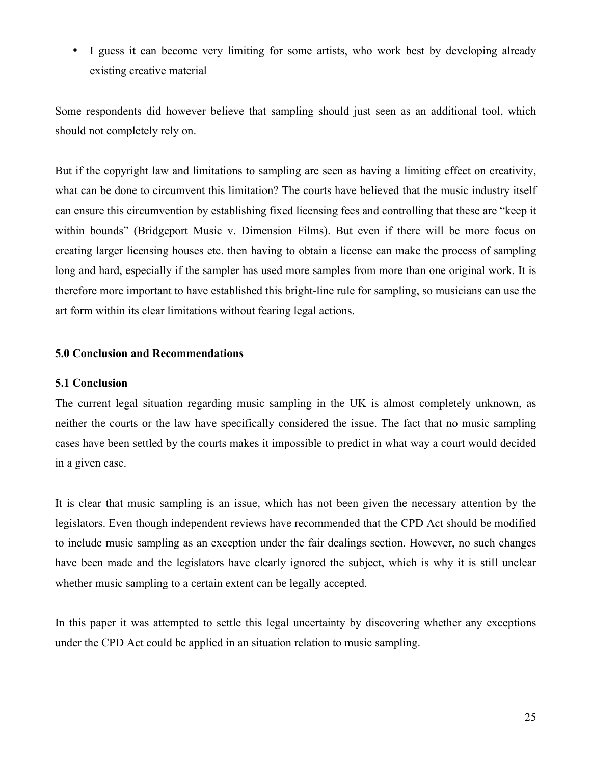- I guess it can become very limiting for some artists, who work best by developing already existing creative material

Some respondents did however believe that sampling should just seen as an additional tool, which should not completely rely on.

But if the copyright law and limitations to sampling are seen as having a limiting effect on creativity, what can be done to circumvent this limitation? The courts have believed that the music industry itself can ensure this circumvention by establishing fixed licensing fees and controlling that these are "keep it within bounds" (Bridgeport Music v. Dimension Films). But even if there will be more focus on creating larger licensing houses etc. then having to obtain a license can make the process of sampling long and hard, especially if the sampler has used more samples from more than one original work. It is therefore more important to have established this bright-line rule for sampling, so musicians can use the art form within its clear limitations without fearing legal actions.

## 5.0 Conclusion and Recommendations

### 5.1 Conclusion

The current legal situation regarding music sampling in the UK is almost completely unknown, as neither the courts or the law have specifically considered the issue. The fact that no music sampling cases have been settled by the courts makes it impossible to predict in what way a court would decided in a given case.

It is clear that music sampling is an issue, which has not been given the necessary attention by the legislators. Even though independent reviews have recommended that the CPD Act should be modified to include music sampling as an exception under the fair dealings section. However, no such changes have been made and the legislators have clearly ignored the subject, which is why it is still unclear whether music sampling to a certain extent can be legally accepted.

In this paper it was attempted to settle this legal uncertainty by discovering whether any exceptions under the CPD Act could be applied in an situation relation to music sampling.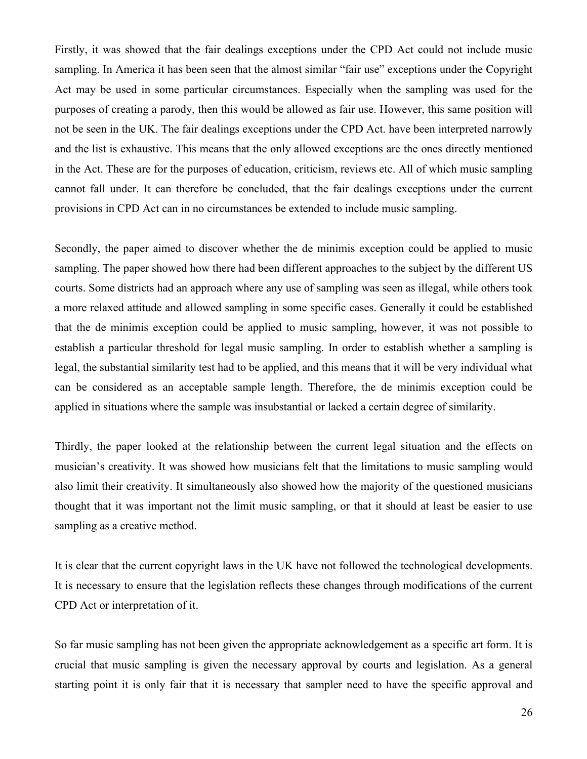Firstly, it was showed that the fair dealings exceptions under the CPD Act could not include music sampling. In America it has been seen that the almost similar "fair use" exceptions under the Copyright Act may be used in some particular circumstances. Especially when the sampling was used for the purposes of creating a parody, then this would be allowed as fair use. However, this same position will not be seen in the UK. The fair dealings exceptions under the CPD Act. have been interpreted narrowly and the list is exhaustive. This means that the only allowed exceptions are the ones directly mentioned in the Act. These are for the purposes of education, criticism, reviews etc. All of which music sampling cannot fall under. It can therefore be concluded, that the fair dealings exceptions under the current provisions in CPD Act can in no circumstances be extended to include music sampling.

Secondly, the paper aimed to discover whether the de minimis exception could be applied to music sampling. The paper showed how there had been different approaches to the subject by the different US courts. Some districts had an approach where any use of sampling was seen as illegal, while others took a more relaxed attitude and allowed sampling in some specific cases. Generally it could be established that the de minimis exception could be applied to music sampling, however, it was not possible to establish a particular threshold for legal music sampling. In order to establish whether a sampling is legal, the substantial similarity test had to be applied, and this means that it will be very individual what can be considered as an acceptable sample length. Therefore, the de minimis exception could be applied in situations where the sample was insubstantial or lacked a certain degree of similarity.

Thirdly, the paper looked at the relationship between the current legal situation and the effects on musician's creativity. It was showed how musicians felt that the limitations to music sampling would also limit their creativity. It simultaneously also showed how the majority of the questioned musicians thought that it was important not the limit music sampling, or that it should at least be easier to use sampling as a creative method.

It is clear that the current copyright laws in the UK have not followed the technological developments. It is necessary to ensure that the legislation reflects these changes through modifications of the current CPD Act or interpretation of it.

So far music sampling has not been given the appropriate acknowledgement as a specific art form. It is crucial that music sampling is given the necessary approval by courts and legislation. As a general starting point it is only fair that it is necessary that sampler need to have the specific approval and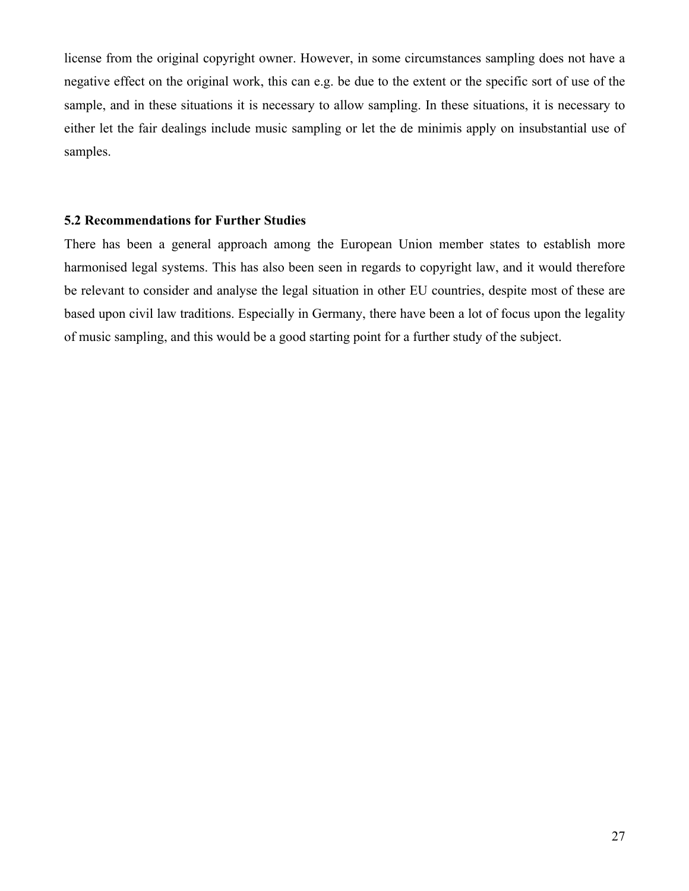license from the original copyright owner. However, in some circumstances sampling does not have a negative effect on the original work, this can e.g. be due to the extent or the specific sort of use of the sample, and in these situations it is necessary to allow sampling. In these situations, it is necessary to either let the fair dealings include music sampling or let the de minimis apply on insubstantial use of samples.

### 5.2 Recommendations for Further Studies

There has been a general approach among the European Union member states to establish more harmonised legal systems. This has also been seen in regards to copyright law, and it would therefore be relevant to consider and analyse the legal situation in other EU countries, despite most of these are based upon civil law traditions. Especially in Germany, there have been a lot of focus upon the legality of music sampling, and this would be a good starting point for a further study of the subject.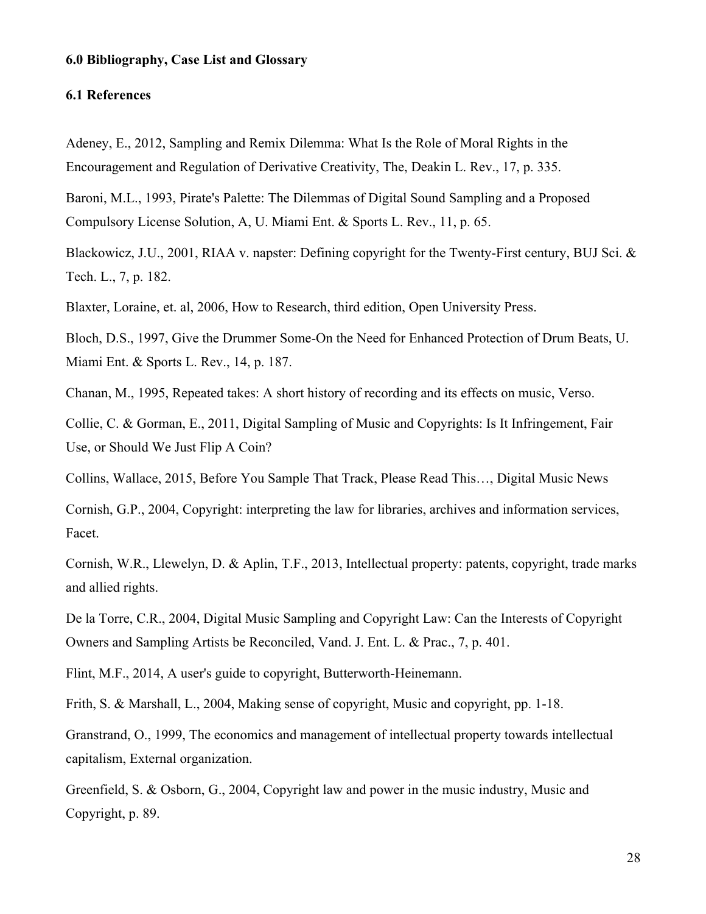**6.0 Bibliography, Case List and Glossary**

**6.1 References**

Adeney, E., 2012, Sampling and Remix Dilemma: What Is the Role of Moral Rights in the Encouragement and Regulation of Derivative Creativity, The, Deakin L. Rev., 17, p. 335.

Baroni, M.L., 1993, Pirate's Palette: The Dilemmas of Digital Sound Sampling and a Proposed Compulsory License Solution, A, U. Miami Ent. & Sports L. Rev., 11, p. 65.

Blackowicz, J.U., 2001, RIAA v. napster: Defining copyright for the Twenty-First century, BUJ Sci. & Tech. L., 7, p. 182.

Blaxter, Loraine, et. al, 2006, How to Research, third edition, Open University Press.

Bloch, D.S., 1997, Give the Drummer Some-On the Need for Enhanced Protection of Drum Beats, U. Miami Ent. & Sports L. Rev., 14, p. 187.

Chanan, M., 1995, Repeated takes: A short history of recording and its effects on music, Verso.

Collie, C. & Gorman, E., 2011, Digital Sampling of Music and Copyrights: Is It Infringement, Fair Use, or Should We Just Flip A Coin?

Collins, Wallace, 2015, Before You Sample That Track, Please Read This…, Digital Music News

Cornish, G.P., 2004, Copyright: interpreting the law for libraries, archives and information services, Facet.

Cornish, W.R., Llewelyn, D. & Aplin, T.F., 2013, Intellectual property: patents, copyright, trade marks and allied rights.

De la Torre, C.R., 2004, Digital Music Sampling and Copyright Law: Can the Interests of Copyright Owners and Sampling Artists be Reconciled, Vand. J. Ent. L. & Prac., 7, p. 401.

Flint, M.F., 2014, A user's guide to copyright, Butterworth-Heinemann.

Frith, S. & Marshall, L., 2004, Making sense of copyright, Music and copyright, pp. 1-18.

Granstrand, O., 1999, The economics and management of intellectual property towards intellectual capitalism, External organization.

Greenfield, S. & Osborn, G., 2004, Copyright law and power in the music industry, Music and Copyright, p. 89.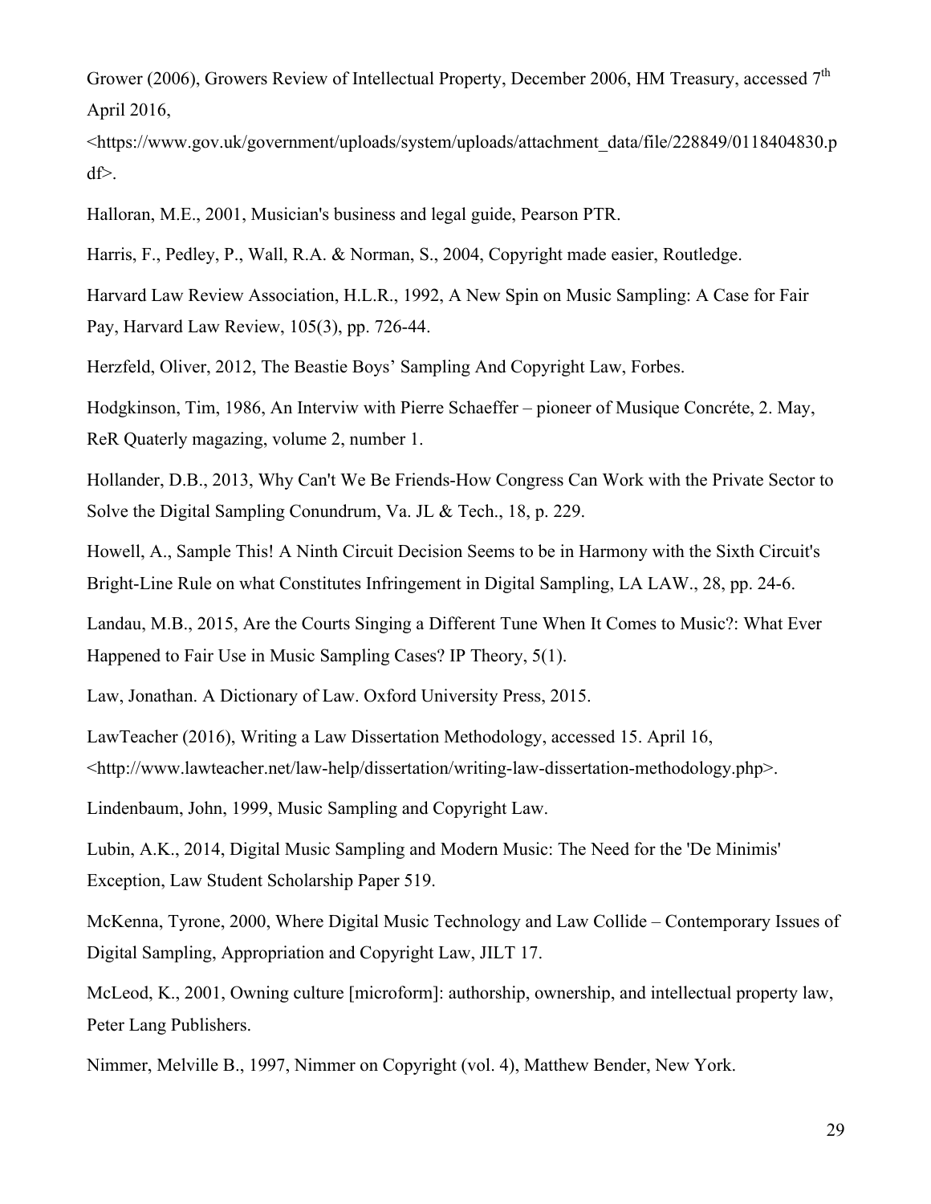Grower (2006), Growers Review of Intellectual Property, December 2006, HM Treasury, accessed 7th April 2016, <https://www.gov.uk/government/uploads/system/uploads/attachment_data/file/228849/0118404830.pdf>.

Halloran, M.E., 2001, Musician's business and legal guide, Pearson PTR.

Harris, F., Pedley, P., Wall, R.A. & Norman, S., 2004, Copyright made easier, Routledge.

Harvard Law Review Association, H.L.R., 1992, A New Spin on Music Sampling: A Case for Fair Pay, Harvard Law Review, 105(3), pp. 726-44.

Herzfeld, Oliver, 2012, The Beastie Boys' Sampling And Copyright Law, Forbes.

Hodgkinson, Tim, 1986, An Interviw with Pierre Schaeffer – pioneer of Musique Concréte, 2. May, ReR Quaterly magazing, volume 2, number 1.

Hollander, D.B., 2013, Why Can't We Be Friends-How Congress Can Work with the Private Sector to Solve the Digital Sampling Conundrum, Va. JL & Tech., 18, p. 229.

Howell, A., Sample This! A Ninth Circuit Decision Seems to be in Harmony with the Sixth Circuit's Bright-Line Rule on what Constitutes Infringement in Digital Sampling, LA LAW., 28, pp. 24-6.

Landau, M.B., 2015, Are the Courts Singing a Different Tune When It Comes to Music?: What Ever Happened to Fair Use in Music Sampling Cases? IP Theory, 5(1).

Law, Jonathan. A Dictionary of Law. Oxford University Press, 2015.

LawTeacher (2016), Writing a Law Dissertation Methodology, accessed 15. April 16, <http://www.lawteacher.net/law-help/dissertation/writing-law-dissertation-methodology.php>.

Lindenbaum, John, 1999, Music Sampling and Copyright Law.

Lubin, A.K., 2014, Digital Music Sampling and Modern Music: The Need for the 'De Minimis' Exception, Law Student Scholarship Paper 519.

McKenna, Tyrone, 2000, Where Digital Music Technology and Law Collide – Contemporary Issues of Digital Sampling, Appropriation and Copyright Law, JILT 17.

McLeod, K., 2001, Owning culture [microform]: authorship, ownership, and intellectual property law, Peter Lang Publishers.

Nimmer, Melville B., 1997, Nimmer on Copyright (vol. 4), Matthew Bender, New York.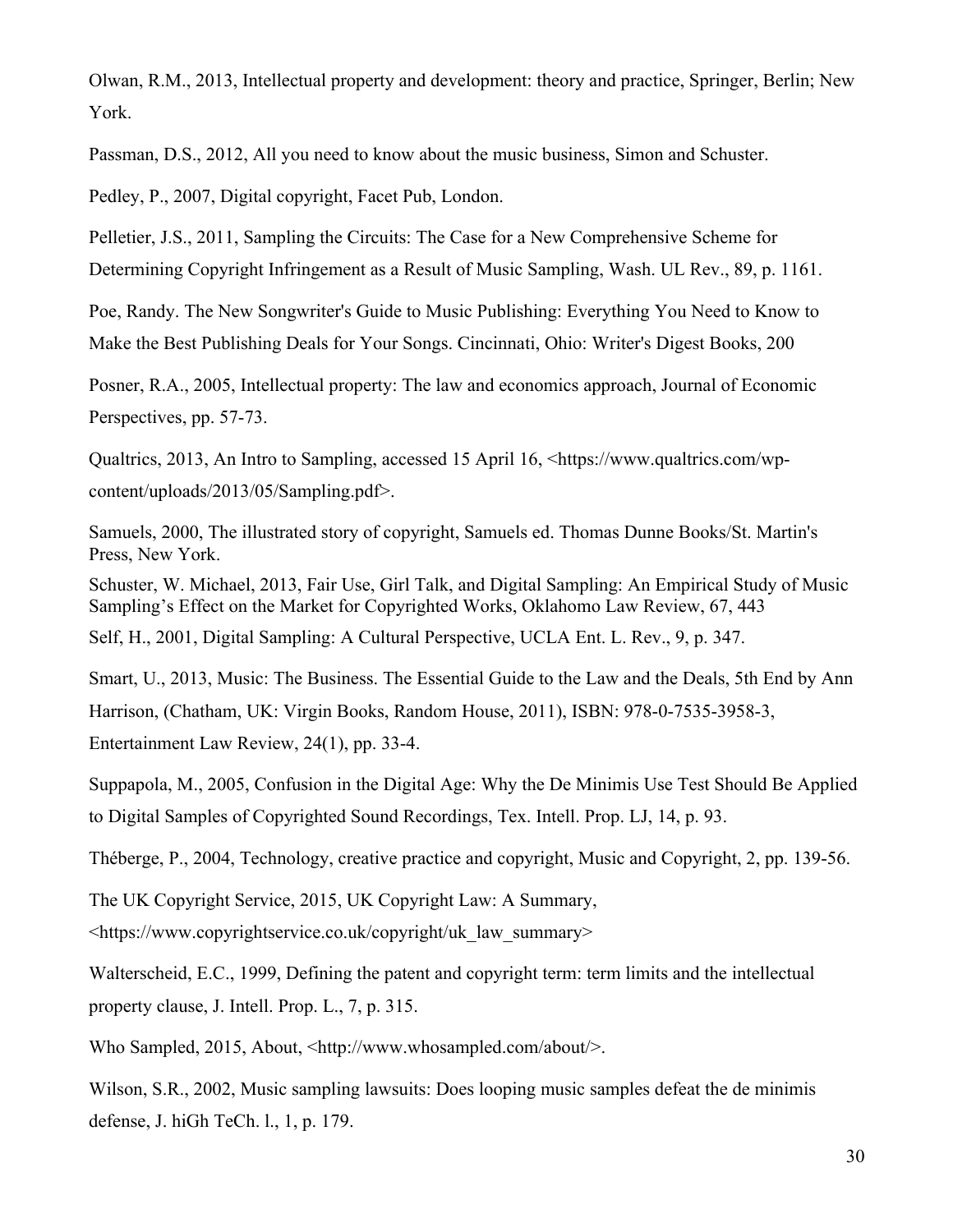Olwan, R.M., 2013, Intellectual property and development: theory and practice, Springer, Berlin; New York.

Passman, D.S., 2012, All you need to know about the music business, Simon and Schuster.

Pedley, P., 2007, Digital copyright, Facet Pub, London.

Pelletier, J.S., 2011, Sampling the Circuits: The Case for a New Comprehensive Scheme for Determining Copyright Infringement as a Result of Music Sampling, Wash. UL Rev., 89, p. 1161.

Poe, Randy. The New Songwriter's Guide to Music Publishing: Everything You Need to Know to Make the Best Publishing Deals for Your Songs. Cincinnati, Ohio: Writer's Digest Books, 200

Posner, R.A., 2005, Intellectual property: The law and economics approach, Journal of Economic Perspectives, pp. 57-73.

Qualtrics, 2013, An Intro to Sampling, accessed 15 April 16, <https://www.qualtrics.com/wp-content/uploads/2013/05/Sampling.pdf>.

Samuels, 2000, The illustrated story of copyright, Samuels ed. Thomas Dunne Books/St. Martin's Press, New York.

Schuster, W. Michael, 2013, Fair Use, Girl Talk, and Digital Sampling: An Empirical Study of Music Sampling's Effect on the Market for Copyrighted Works, Oklahomo Law Review, 67, 443

Self, H., 2001, Digital Sampling: A Cultural Perspective, UCLA Ent. L. Rev., 9, p. 347.

Smart, U., 2013, Music: The Business. The Essential Guide to the Law and the Deals, 5th End by Ann Harrison, (Chatham, UK: Virgin Books, Random House, 2011), ISBN: 978-0-7535-3958-3, Entertainment Law Review, 24(1), pp. 33-4.

Suppapola, M., 2005, Confusion in the Digital Age: Why the De Minimis Use Test Should Be Applied to Digital Samples of Copyrighted Sound Recordings, Tex. Intell. Prop. LJ, 14, p. 93.

Théberge, P., 2004, Technology, creative practice and copyright, Music and Copyright, 2, pp. 139-56.

The UK Copyright Service, 2015, UK Copyright Law: A Summary, <https://www.copyrightservice.co.uk/copyright/uk_law_summary>

Walterscheid, E.C., 1999, Defining the patent and copyright term: term limits and the intellectual property clause, J. Intell. Prop. L., 7, p. 315.

Who Sampled, 2015, About, <http://www.whosampled.com/about/>.

Wilson, S.R., 2002, Music sampling lawsuits: Does looping music samples defeat the de minimis defense, J. hiGh TeCh. l., 1, p. 179.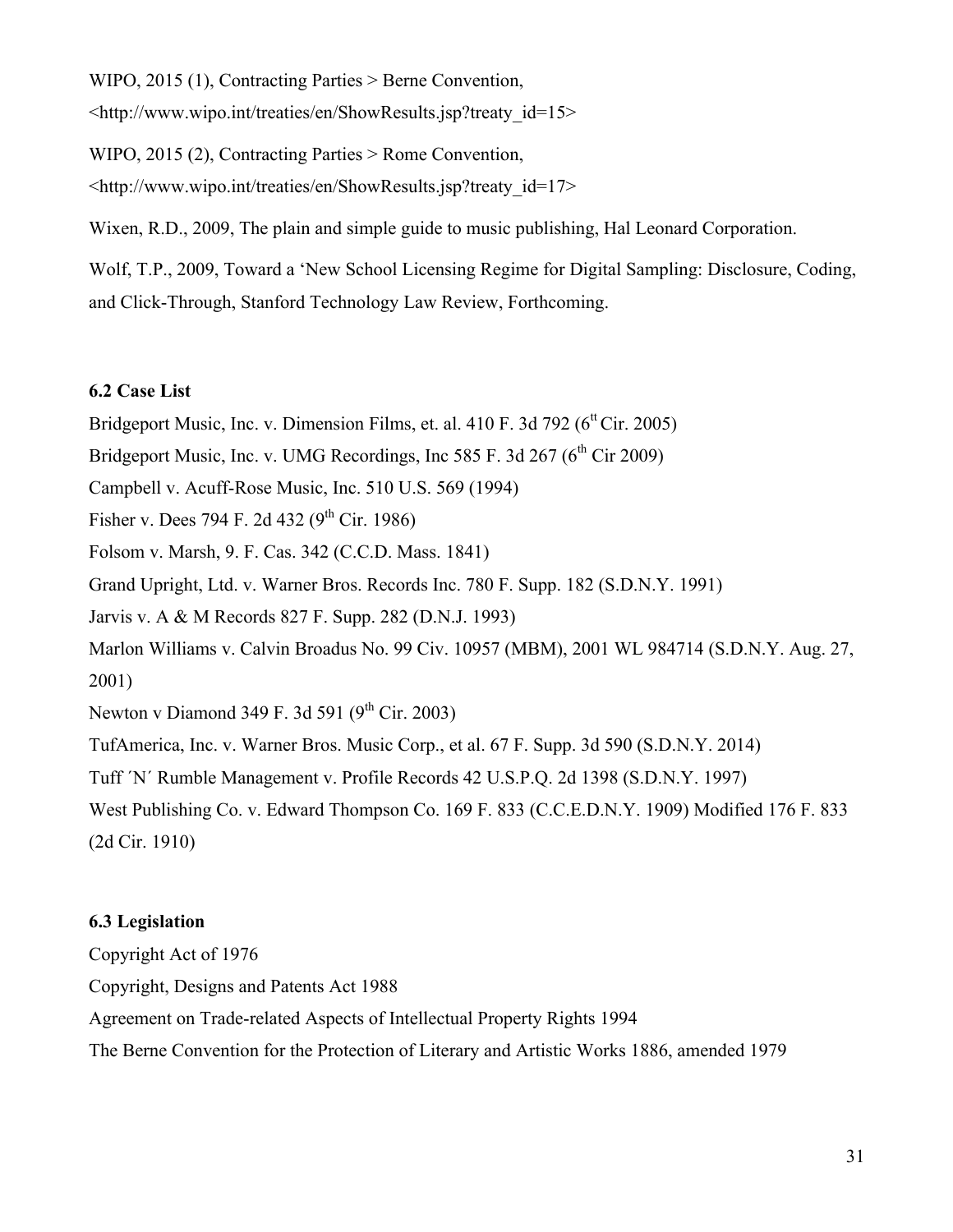WIPO, 2015 (1), Contracting Parties > Berne Convention, <http://www.wipo.int/treaties/en/ShowResults.jsp?treaty_id=15>

WIPO, 2015 (2), Contracting Parties > Rome Convention, <http://www.wipo.int/treaties/en/ShowResults.jsp?treaty_id=17>

Wixen, R.D., 2009, The plain and simple guide to music publishing, Hal Leonard Corporation.

Wolf, T.P., 2009, Toward a 'New School Licensing Regime for Digital Sampling: Disclosure, Coding, and Click-Through, Stanford Technology Law Review, Forthcoming.

**6.2 Case List**

Bridgeport Music, Inc. v. Dimension Films, et. al. 410 F. 3d 792 (6tt Cir. 2005)

Bridgeport Music, Inc. v. UMG Recordings, Inc 585 F. 3d 267 (6th Cir 2009)

Campbell v. Acuff-Rose Music, Inc. 510 U.S. 569 (1994)

Fisher v. Dees 794 F. 2d 432 (9th Cir. 1986)

Folsom v. Marsh, 9. F. Cas. 342 (C.C.D. Mass. 1841)

Grand Upright, Ltd. v. Warner Bros. Records Inc. 780 F. Supp. 182 (S.D.N.Y. 1991)

Jarvis v. A & M Records 827 F. Supp. 282 (D.N.J. 1993)

Marlon Williams v. Calvin Broadus No. 99 Civ. 10957 (MBM), 2001 WL 984714 (S.D.N.Y. Aug. 27, 2001)

Newton v Diamond 349 F. 3d 591 (9th Cir. 2003)

TufAmerica, Inc. v. Warner Bros. Music Corp., et al. 67 F. Supp. 3d 590 (S.D.N.Y. 2014)

Tuff ´N´ Rumble Management v. Profile Records 42 U.S.P.Q. 2d 1398 (S.D.N.Y. 1997)

West Publishing Co. v. Edward Thompson Co. 169 F. 833 (C.C.E.D.N.Y. 1909) Modified 176 F. 833 (2d Cir. 1910)

**6.3 Legislation**

Copyright Act of 1976

Copyright, Designs and Patents Act 1988

Agreement on Trade-related Aspects of Intellectual Property Rights 1994

The Berne Convention for the Protection of Literary and Artistic Works 1886, amended 1979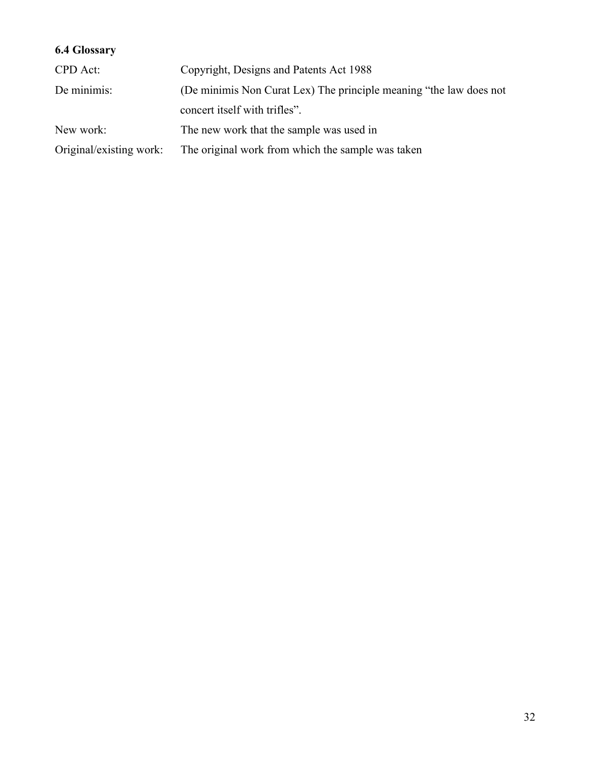### 6.4 Glossary

| | |
|---|---|
| CPD Act: | Copyright, Designs and Patents Act 1988 |
| De minimis: | (De minimis Non Curat Lex) The principle meaning "the law does not concert itself with trifles". |
| New work: | The new work that the sample was used in |
| Original/existing work: | The original work from which the sample was taken |